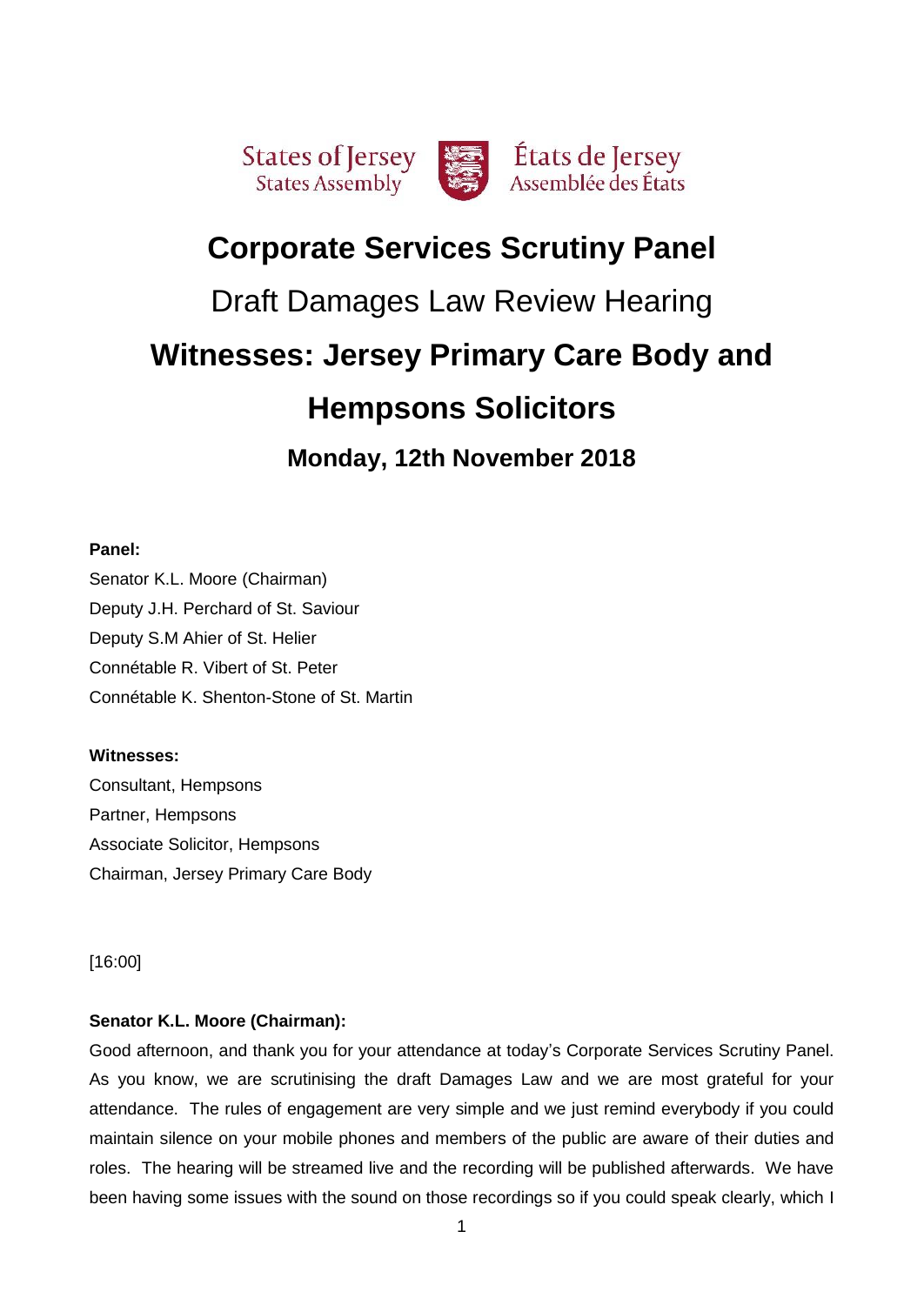States of Jersey
States Assembly

États de Jersey
Assemblée des États

# Corporate Services Scrutiny Panel

## Draft Damages Law Review Hearing

# Witnesses: Jersey Primary Care Body and Hempsons Solicitors

### Monday, 12th November 2018

**Panel:**

Senator K.L. Moore (Chairman)
Deputy J.H. Perchard of St. Saviour
Deputy S.M Ahier of St. Helier
Connétable R. Vibert of St. Peter
Connétable K. Shenton-Stone of St. Martin

**Witnesses:**

Consultant, Hempsons
Partner, Hempsons
Associate Solicitor, Hempsons
Chairman, Jersey Primary Care Body

[16:00]

**Senator K.L. Moore (Chairman):**

Good afternoon, and thank you for your attendance at today's Corporate Services Scrutiny Panel. As you know, we are scrutinising the draft Damages Law and we are most grateful for your attendance. The rules of engagement are very simple and we just remind everybody if you could maintain silence on your mobile phones and members of the public are aware of their duties and roles. The hearing will be streamed live and the recording will be published afterwards. We have been having some issues with the sound on those recordings so if you could speak clearly, which I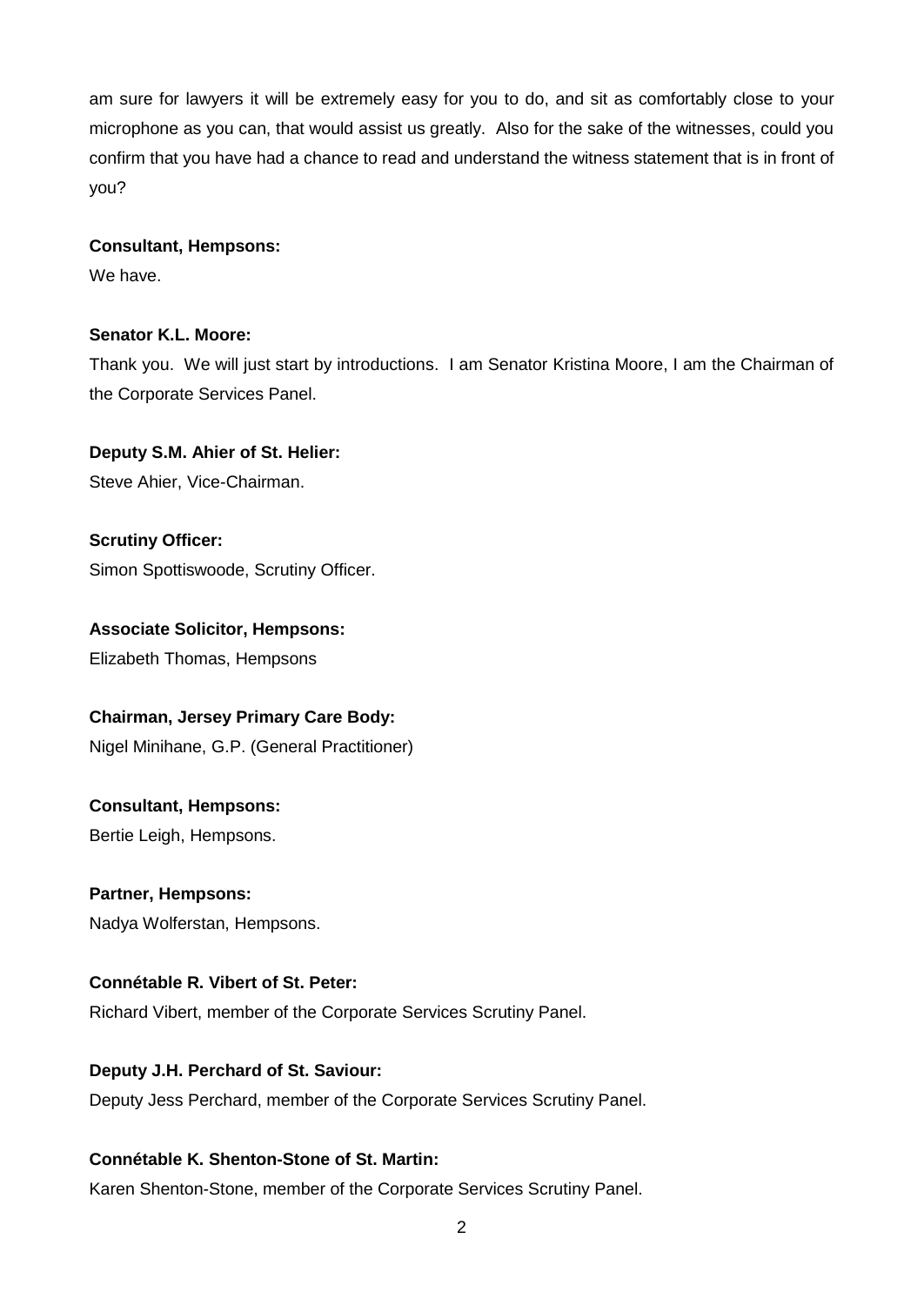am sure for lawyers it will be extremely easy for you to do, and sit as comfortably close to your microphone as you can, that would assist us greatly. Also for the sake of the witnesses, could you confirm that you have had a chance to read and understand the witness statement that is in front of you?

**Consultant, Hempsons:**

We have.

**Senator K.L. Moore:**

Thank you. We will just start by introductions. I am Senator Kristina Moore, I am the Chairman of the Corporate Services Panel.

**Deputy S.M. Ahier of St. Helier:**

Steve Ahier, Vice-Chairman.

**Scrutiny Officer:**

Simon Spottiswoode, Scrutiny Officer.

**Associate Solicitor, Hempsons:**

Elizabeth Thomas, Hempsons

**Chairman, Jersey Primary Care Body:**

Nigel Minihane, G.P. (General Practitioner)

**Consultant, Hempsons:**

Bertie Leigh, Hempsons.

**Partner, Hempsons:**

Nadya Wolferstan, Hempsons.

**Connétable R. Vibert of St. Peter:**

Richard Vibert, member of the Corporate Services Scrutiny Panel.

**Deputy J.H. Perchard of St. Saviour:**

Deputy Jess Perchard, member of the Corporate Services Scrutiny Panel.

**Connétable K. Shenton-Stone of St. Martin:**

Karen Shenton-Stone, member of the Corporate Services Scrutiny Panel.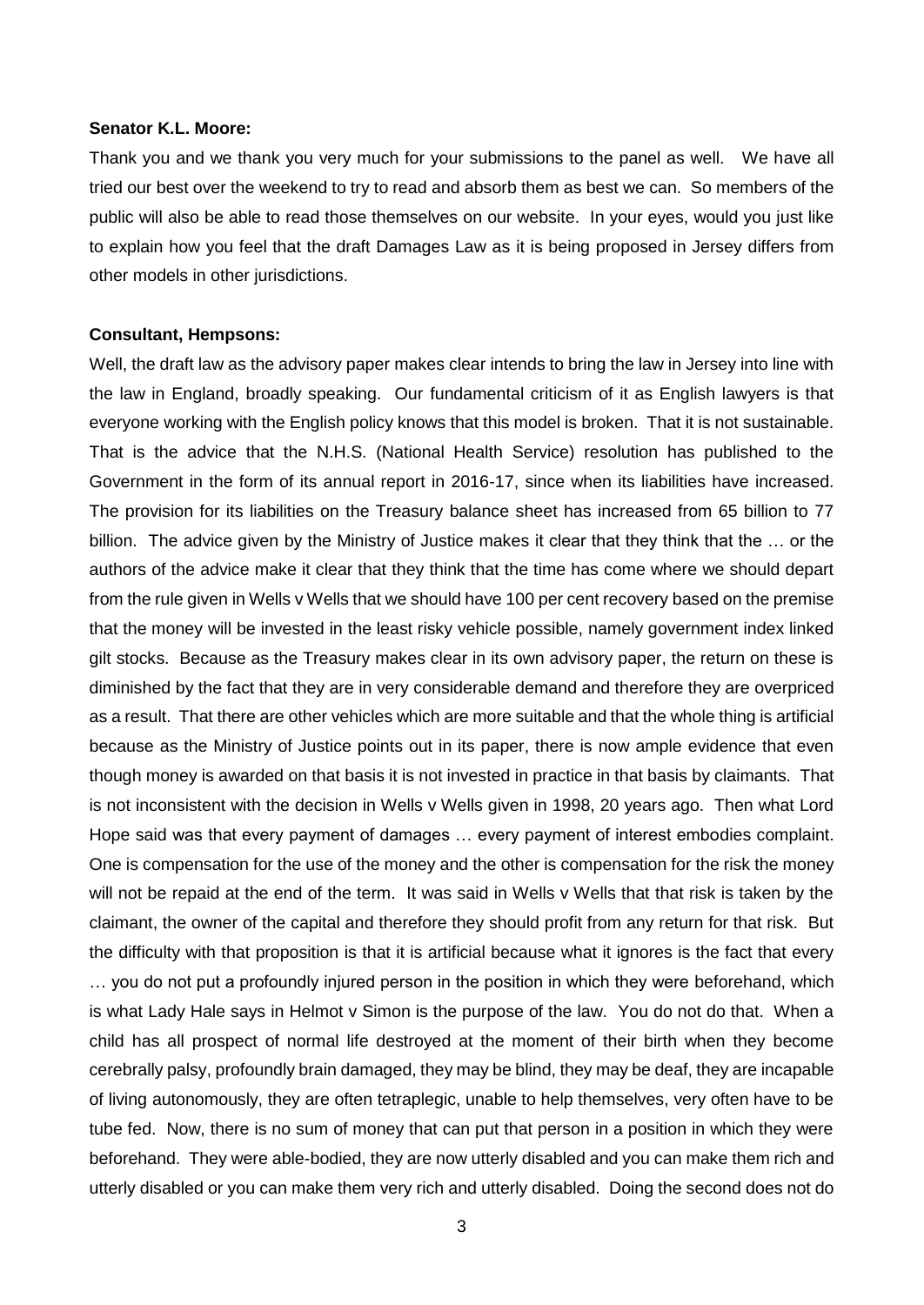**Senator K.L. Moore:**

Thank you and we thank you very much for your submissions to the panel as well. We have all tried our best over the weekend to try to read and absorb them as best we can. So members of the public will also be able to read those themselves on our website. In your eyes, would you just like to explain how you feel that the draft Damages Law as it is being proposed in Jersey differs from other models in other jurisdictions.

**Consultant, Hempsons:**

Well, the draft law as the advisory paper makes clear intends to bring the law in Jersey into line with the law in England, broadly speaking. Our fundamental criticism of it as English lawyers is that everyone working with the English policy knows that this model is broken. That it is not sustainable. That is the advice that the N.H.S. (National Health Service) resolution has published to the Government in the form of its annual report in 2016-17, since when its liabilities have increased. The provision for its liabilities on the Treasury balance sheet has increased from 65 billion to 77 billion. The advice given by the Ministry of Justice makes it clear that they think that the … or the authors of the advice make it clear that they think that the time has come where we should depart from the rule given in Wells v Wells that we should have 100 per cent recovery based on the premise that the money will be invested in the least risky vehicle possible, namely government index linked gilt stocks. Because as the Treasury makes clear in its own advisory paper, the return on these is diminished by the fact that they are in very considerable demand and therefore they are overpriced as a result. That there are other vehicles which are more suitable and that the whole thing is artificial because as the Ministry of Justice points out in its paper, there is now ample evidence that even though money is awarded on that basis it is not invested in practice in that basis by claimants. That is not inconsistent with the decision in Wells v Wells given in 1998, 20 years ago. Then what Lord Hope said was that every payment of damages … every payment of interest embodies complaint. One is compensation for the use of the money and the other is compensation for the risk the money will not be repaid at the end of the term. It was said in Wells v Wells that that risk is taken by the claimant, the owner of the capital and therefore they should profit from any return for that risk. But the difficulty with that proposition is that it is artificial because what it ignores is the fact that every … you do not put a profoundly injured person in the position in which they were beforehand, which is what Lady Hale says in Helmot v Simon is the purpose of the law. You do not do that. When a child has all prospect of normal life destroyed at the moment of their birth when they become cerebrally palsy, profoundly brain damaged, they may be blind, they may be deaf, they are incapable of living autonomously, they are often tetraplegic, unable to help themselves, very often have to be tube fed. Now, there is no sum of money that can put that person in a position in which they were beforehand. They were able-bodied, they are now utterly disabled and you can make them rich and utterly disabled or you can make them very rich and utterly disabled. Doing the second does not do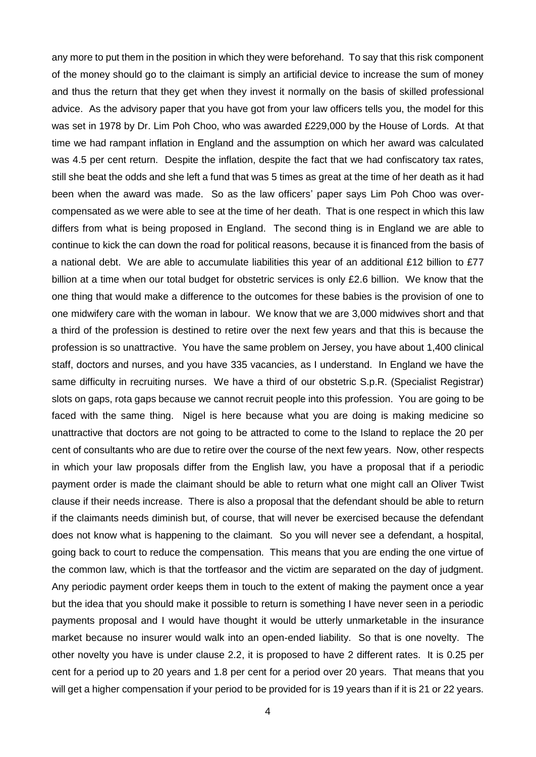any more to put them in the position in which they were beforehand. To say that this risk component of the money should go to the claimant is simply an artificial device to increase the sum of money and thus the return that they get when they invest it normally on the basis of skilled professional advice. As the advisory paper that you have got from your law officers tells you, the model for this was set in 1978 by Dr. Lim Poh Choo, who was awarded £229,000 by the House of Lords. At that time we had rampant inflation in England and the assumption on which her award was calculated was 4.5 per cent return. Despite the inflation, despite the fact that we had confiscatory tax rates, still she beat the odds and she left a fund that was 5 times as great at the time of her death as it had been when the award was made. So as the law officers' paper says Lim Poh Choo was over-compensated as we were able to see at the time of her death. That is one respect in which this law differs from what is being proposed in England. The second thing is in England we are able to continue to kick the can down the road for political reasons, because it is financed from the basis of a national debt. We are able to accumulate liabilities this year of an additional £12 billion to £77 billion at a time when our total budget for obstetric services is only £2.6 billion. We know that the one thing that would make a difference to the outcomes for these babies is the provision of one to one midwifery care with the woman in labour. We know that we are 3,000 midwives short and that a third of the profession is destined to retire over the next few years and that this is because the profession is so unattractive. You have the same problem on Jersey, you have about 1,400 clinical staff, doctors and nurses, and you have 335 vacancies, as I understand. In England we have the same difficulty in recruiting nurses. We have a third of our obstetric S.p.R. (Specialist Registrar) slots on gaps, rota gaps because we cannot recruit people into this profession. You are going to be faced with the same thing. Nigel is here because what you are doing is making medicine so unattractive that doctors are not going to be attracted to come to the Island to replace the 20 per cent of consultants who are due to retire over the course of the next few years. Now, other respects in which your law proposals differ from the English law, you have a proposal that if a periodic payment order is made the claimant should be able to return what one might call an Oliver Twist clause if their needs increase. There is also a proposal that the defendant should be able to return if the claimants needs diminish but, of course, that will never be exercised because the defendant does not know what is happening to the claimant. So you will never see a defendant, a hospital, going back to court to reduce the compensation. This means that you are ending the one virtue of the common law, which is that the tortfeasor and the victim are separated on the day of judgment. Any periodic payment order keeps them in touch to the extent of making the payment once a year but the idea that you should make it possible to return is something I have never seen in a periodic payments proposal and I would have thought it would be utterly unmarketable in the insurance market because no insurer would walk into an open-ended liability. So that is one novelty. The other novelty you have is under clause 2.2, it is proposed to have 2 different rates. It is 0.25 per cent for a period up to 20 years and 1.8 per cent for a period over 20 years. That means that you will get a higher compensation if your period to be provided for is 19 years than if it is 21 or 22 years.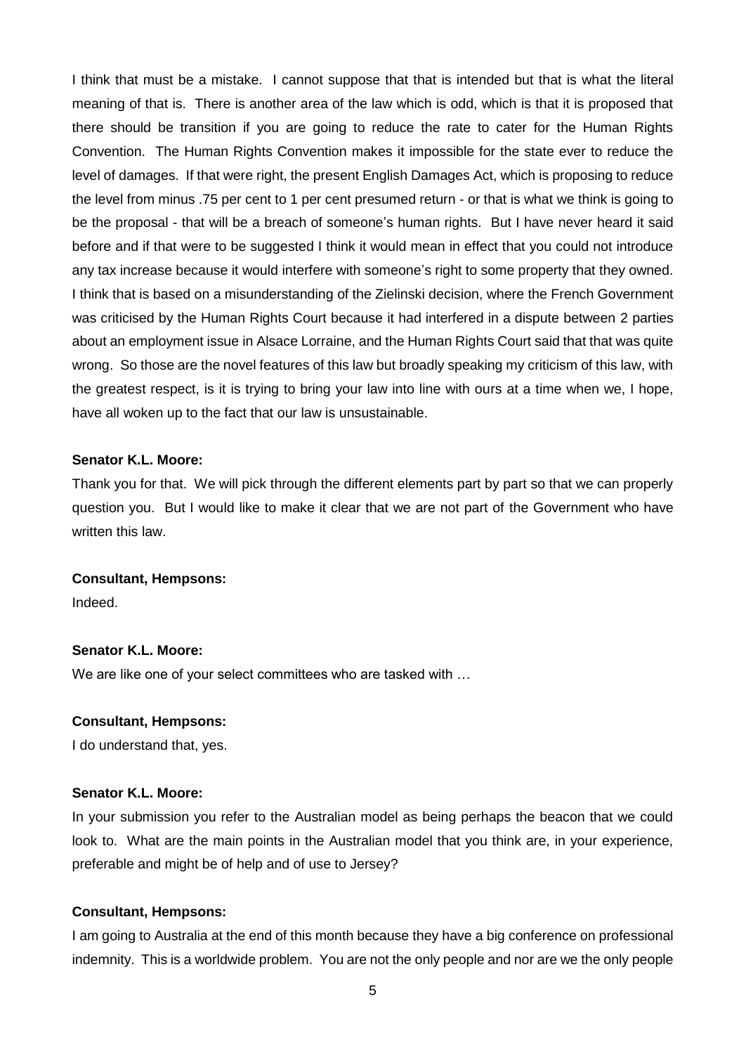I think that must be a mistake. I cannot suppose that that is intended but that is what the literal meaning of that is. There is another area of the law which is odd, which is that it is proposed that there should be transition if you are going to reduce the rate to cater for the Human Rights Convention. The Human Rights Convention makes it impossible for the state ever to reduce the level of damages. If that were right, the present English Damages Act, which is proposing to reduce the level from minus .75 per cent to 1 per cent presumed return - or that is what we think is going to be the proposal - that will be a breach of someone's human rights. But I have never heard it said before and if that were to be suggested I think it would mean in effect that you could not introduce any tax increase because it would interfere with someone's right to some property that they owned. I think that is based on a misunderstanding of the Zielinski decision, where the French Government was criticised by the Human Rights Court because it had interfered in a dispute between 2 parties about an employment issue in Alsace Lorraine, and the Human Rights Court said that that was quite wrong. So those are the novel features of this law but broadly speaking my criticism of this law, with the greatest respect, is it is trying to bring your law into line with ours at a time when we, I hope, have all woken up to the fact that our law is unsustainable.

**Senator K.L. Moore:**

Thank you for that. We will pick through the different elements part by part so that we can properly question you. But I would like to make it clear that we are not part of the Government who have written this law.

**Consultant, Hempsons:**

Indeed.

**Senator K.L. Moore:**

We are like one of your select committees who are tasked with …

**Consultant, Hempsons:**

I do understand that, yes.

**Senator K.L. Moore:**

In your submission you refer to the Australian model as being perhaps the beacon that we could look to. What are the main points in the Australian model that you think are, in your experience, preferable and might be of help and of use to Jersey?

**Consultant, Hempsons:**

I am going to Australia at the end of this month because they have a big conference on professional indemnity. This is a worldwide problem. You are not the only people and nor are we the only people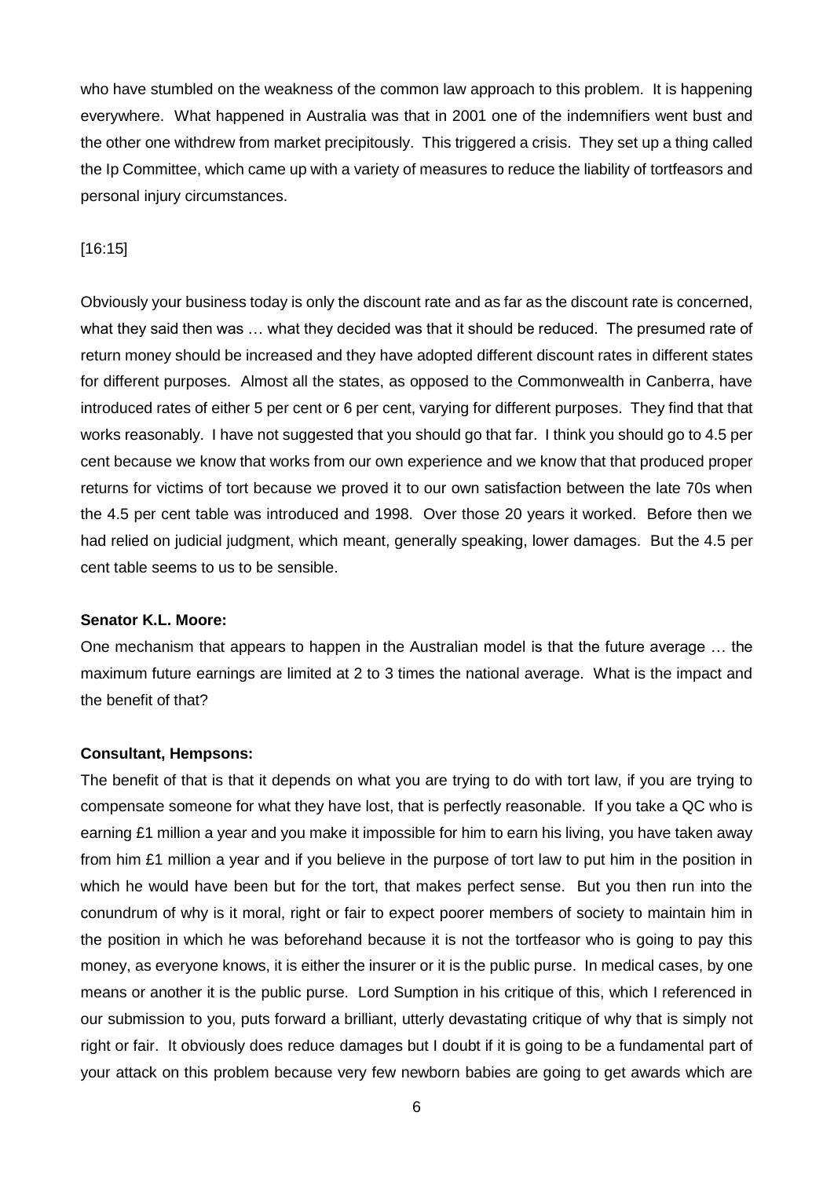who have stumbled on the weakness of the common law approach to this problem. It is happening everywhere. What happened in Australia was that in 2001 one of the indemnifiers went bust and the other one withdrew from market precipitously. This triggered a crisis. They set up a thing called the Ip Committee, which came up with a variety of measures to reduce the liability of tortfeasors and personal injury circumstances.

[16:15]

Obviously your business today is only the discount rate and as far as the discount rate is concerned, what they said then was … what they decided was that it should be reduced. The presumed rate of return money should be increased and they have adopted different discount rates in different states for different purposes. Almost all the states, as opposed to the Commonwealth in Canberra, have introduced rates of either 5 per cent or 6 per cent, varying for different purposes. They find that that works reasonably. I have not suggested that you should go that far. I think you should go to 4.5 per cent because we know that works from our own experience and we know that that produced proper returns for victims of tort because we proved it to our own satisfaction between the late 70s when the 4.5 per cent table was introduced and 1998. Over those 20 years it worked. Before then we had relied on judicial judgment, which meant, generally speaking, lower damages. But the 4.5 per cent table seems to us to be sensible.

**Senator K.L. Moore:**

One mechanism that appears to happen in the Australian model is that the future average … the maximum future earnings are limited at 2 to 3 times the national average. What is the impact and the benefit of that?

**Consultant, Hempsons:**

The benefit of that is that it depends on what you are trying to do with tort law, if you are trying to compensate someone for what they have lost, that is perfectly reasonable. If you take a QC who is earning £1 million a year and you make it impossible for him to earn his living, you have taken away from him £1 million a year and if you believe in the purpose of tort law to put him in the position in which he would have been but for the tort, that makes perfect sense. But you then run into the conundrum of why is it moral, right or fair to expect poorer members of society to maintain him in the position in which he was beforehand because it is not the tortfeasor who is going to pay this money, as everyone knows, it is either the insurer or it is the public purse. In medical cases, by one means or another it is the public purse. Lord Sumption in his critique of this, which I referenced in our submission to you, puts forward a brilliant, utterly devastating critique of why that is simply not right or fair. It obviously does reduce damages but I doubt if it is going to be a fundamental part of your attack on this problem because very few newborn babies are going to get awards which are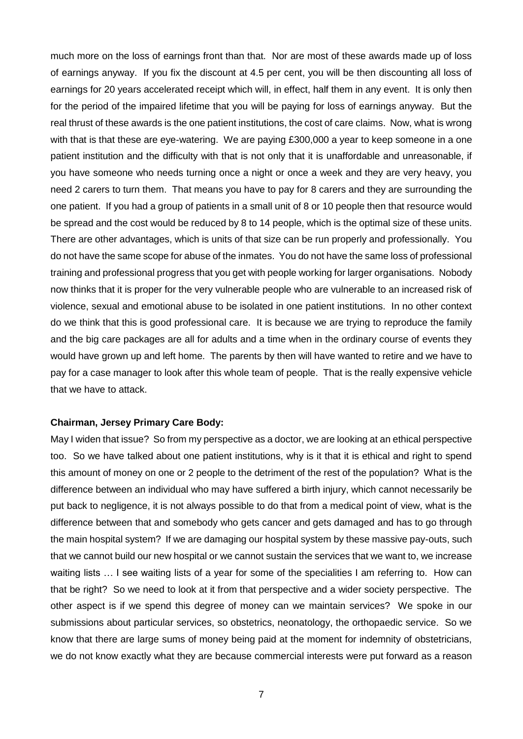much more on the loss of earnings front than that. Nor are most of these awards made up of loss of earnings anyway. If you fix the discount at 4.5 per cent, you will be then discounting all loss of earnings for 20 years accelerated receipt which will, in effect, half them in any event. It is only then for the period of the impaired lifetime that you will be paying for loss of earnings anyway. But the real thrust of these awards is the one patient institutions, the cost of care claims. Now, what is wrong with that is that these are eye-watering. We are paying £300,000 a year to keep someone in a one patient institution and the difficulty with that is not only that it is unaffordable and unreasonable, if you have someone who needs turning once a night or once a week and they are very heavy, you need 2 carers to turn them. That means you have to pay for 8 carers and they are surrounding the one patient. If you had a group of patients in a small unit of 8 or 10 people then that resource would be spread and the cost would be reduced by 8 to 14 people, which is the optimal size of these units. There are other advantages, which is units of that size can be run properly and professionally. You do not have the same scope for abuse of the inmates. You do not have the same loss of professional training and professional progress that you get with people working for larger organisations. Nobody now thinks that it is proper for the very vulnerable people who are vulnerable to an increased risk of violence, sexual and emotional abuse to be isolated in one patient institutions. In no other context do we think that this is good professional care. It is because we are trying to reproduce the family and the big care packages are all for adults and a time when in the ordinary course of events they would have grown up and left home. The parents by then will have wanted to retire and we have to pay for a case manager to look after this whole team of people. That is the really expensive vehicle that we have to attack.

**Chairman, Jersey Primary Care Body:**

May I widen that issue? So from my perspective as a doctor, we are looking at an ethical perspective too. So we have talked about one patient institutions, why is it that it is ethical and right to spend this amount of money on one or 2 people to the detriment of the rest of the population? What is the difference between an individual who may have suffered a birth injury, which cannot necessarily be put back to negligence, it is not always possible to do that from a medical point of view, what is the difference between that and somebody who gets cancer and gets damaged and has to go through the main hospital system? If we are damaging our hospital system by these massive pay-outs, such that we cannot build our new hospital or we cannot sustain the services that we want to, we increase waiting lists … I see waiting lists of a year for some of the specialities I am referring to. How can that be right? So we need to look at it from that perspective and a wider society perspective. The other aspect is if we spend this degree of money can we maintain services? We spoke in our submissions about particular services, so obstetrics, neonatology, the orthopaedic service. So we know that there are large sums of money being paid at the moment for indemnity of obstetricians, we do not know exactly what they are because commercial interests were put forward as a reason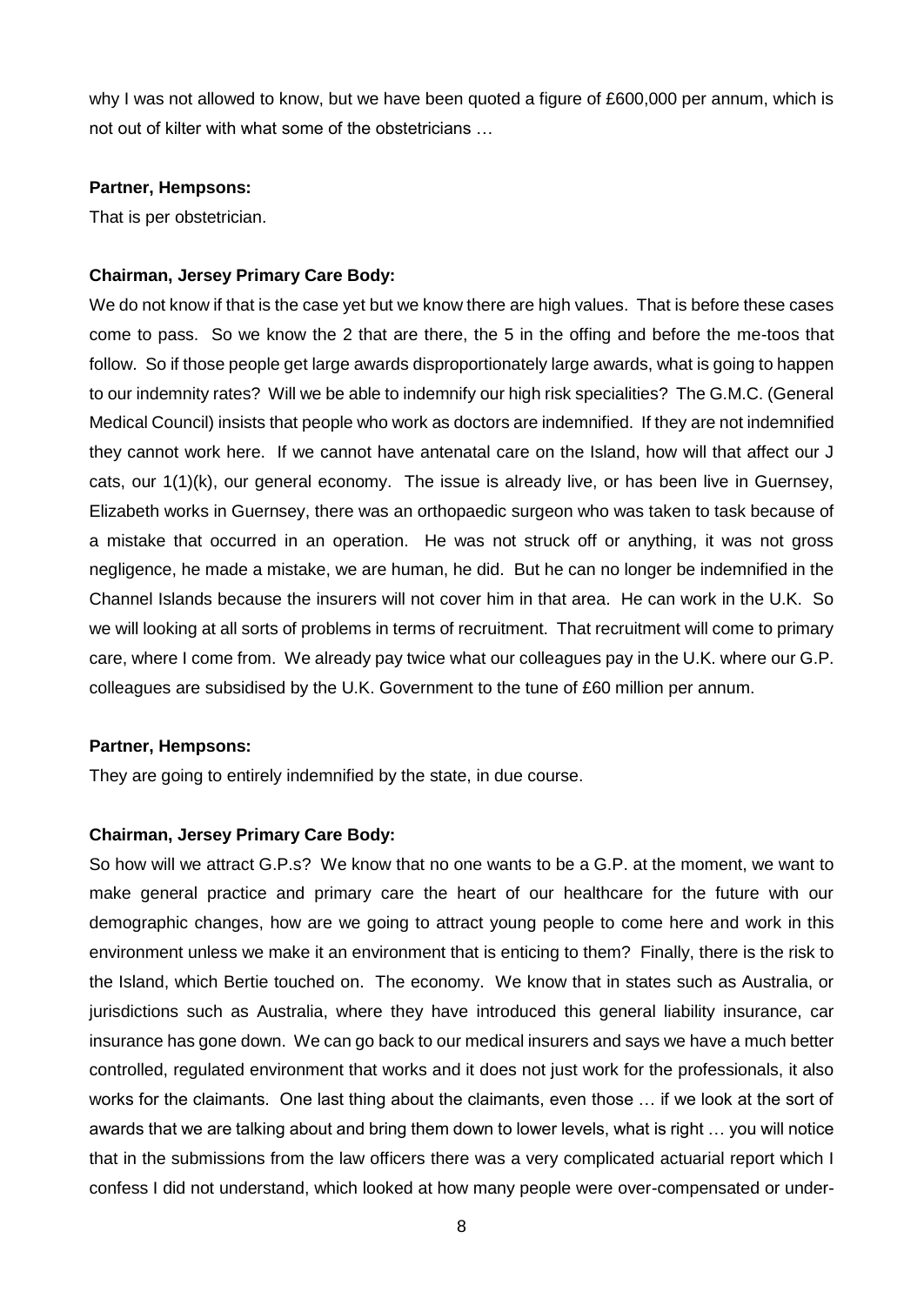why I was not allowed to know, but we have been quoted a figure of £600,000 per annum, which is not out of kilter with what some of the obstetricians …

**Partner, Hempsons:**

That is per obstetrician.

**Chairman, Jersey Primary Care Body:**

We do not know if that is the case yet but we know there are high values. That is before these cases come to pass. So we know the 2 that are there, the 5 in the offing and before the me-toos that follow. So if those people get large awards disproportionately large awards, what is going to happen to our indemnity rates? Will we be able to indemnify our high risk specialities? The G.M.C. (General Medical Council) insists that people who work as doctors are indemnified. If they are not indemnified they cannot work here. If we cannot have antenatal care on the Island, how will that affect our J cats, our 1(1)(k), our general economy. The issue is already live, or has been live in Guernsey, Elizabeth works in Guernsey, there was an orthopaedic surgeon who was taken to task because of a mistake that occurred in an operation. He was not struck off or anything, it was not gross negligence, he made a mistake, we are human, he did. But he can no longer be indemnified in the Channel Islands because the insurers will not cover him in that area. He can work in the U.K. So we will looking at all sorts of problems in terms of recruitment. That recruitment will come to primary care, where I come from. We already pay twice what our colleagues pay in the U.K. where our G.P. colleagues are subsidised by the U.K. Government to the tune of £60 million per annum.

**Partner, Hempsons:**

They are going to entirely indemnified by the state, in due course.

**Chairman, Jersey Primary Care Body:**

So how will we attract G.P.s? We know that no one wants to be a G.P. at the moment, we want to make general practice and primary care the heart of our healthcare for the future with our demographic changes, how are we going to attract young people to come here and work in this environment unless we make it an environment that is enticing to them? Finally, there is the risk to the Island, which Bertie touched on. The economy. We know that in states such as Australia, or jurisdictions such as Australia, where they have introduced this general liability insurance, car insurance has gone down. We can go back to our medical insurers and says we have a much better controlled, regulated environment that works and it does not just work for the professionals, it also works for the claimants. One last thing about the claimants, even those … if we look at the sort of awards that we are talking about and bring them down to lower levels, what is right … you will notice that in the submissions from the law officers there was a very complicated actuarial report which I confess I did not understand, which looked at how many people were over-compensated or under-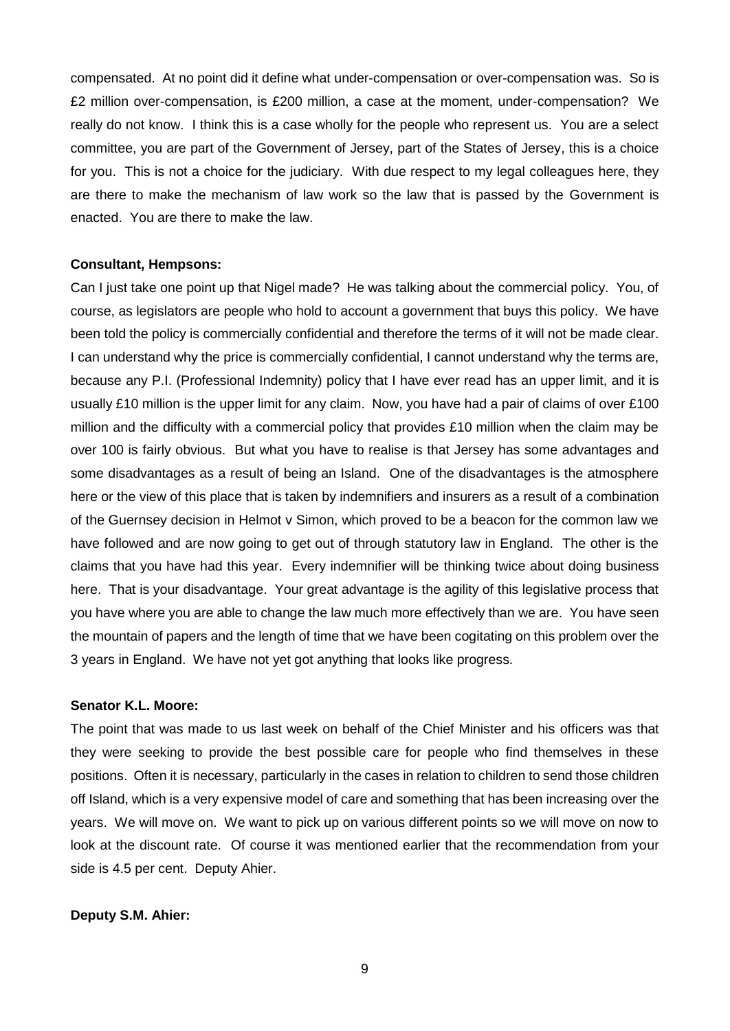compensated. At no point did it define what under-compensation or over-compensation was. So is £2 million over-compensation, is £200 million, a case at the moment, under-compensation? We really do not know. I think this is a case wholly for the people who represent us. You are a select committee, you are part of the Government of Jersey, part of the States of Jersey, this is a choice for you. This is not a choice for the judiciary. With due respect to my legal colleagues here, they are there to make the mechanism of law work so the law that is passed by the Government is enacted. You are there to make the law.

**Consultant, Hempsons:**

Can I just take one point up that Nigel made? He was talking about the commercial policy. You, of course, as legislators are people who hold to account a government that buys this policy. We have been told the policy is commercially confidential and therefore the terms of it will not be made clear. I can understand why the price is commercially confidential, I cannot understand why the terms are, because any P.I. (Professional Indemnity) policy that I have ever read has an upper limit, and it is usually £10 million is the upper limit for any claim. Now, you have had a pair of claims of over £100 million and the difficulty with a commercial policy that provides £10 million when the claim may be over 100 is fairly obvious. But what you have to realise is that Jersey has some advantages and some disadvantages as a result of being an Island. One of the disadvantages is the atmosphere here or the view of this place that is taken by indemnifiers and insurers as a result of a combination of the Guernsey decision in Helmot v Simon, which proved to be a beacon for the common law we have followed and are now going to get out of through statutory law in England. The other is the claims that you have had this year. Every indemnifier will be thinking twice about doing business here. That is your disadvantage. Your great advantage is the agility of this legislative process that you have where you are able to change the law much more effectively than we are. You have seen the mountain of papers and the length of time that we have been cogitating on this problem over the 3 years in England. We have not yet got anything that looks like progress.

**Senator K.L. Moore:**

The point that was made to us last week on behalf of the Chief Minister and his officers was that they were seeking to provide the best possible care for people who find themselves in these positions. Often it is necessary, particularly in the cases in relation to children to send those children off Island, which is a very expensive model of care and something that has been increasing over the years. We will move on. We want to pick up on various different points so we will move on now to look at the discount rate. Of course it was mentioned earlier that the recommendation from your side is 4.5 per cent. Deputy Ahier.

**Deputy S.M. Ahier:**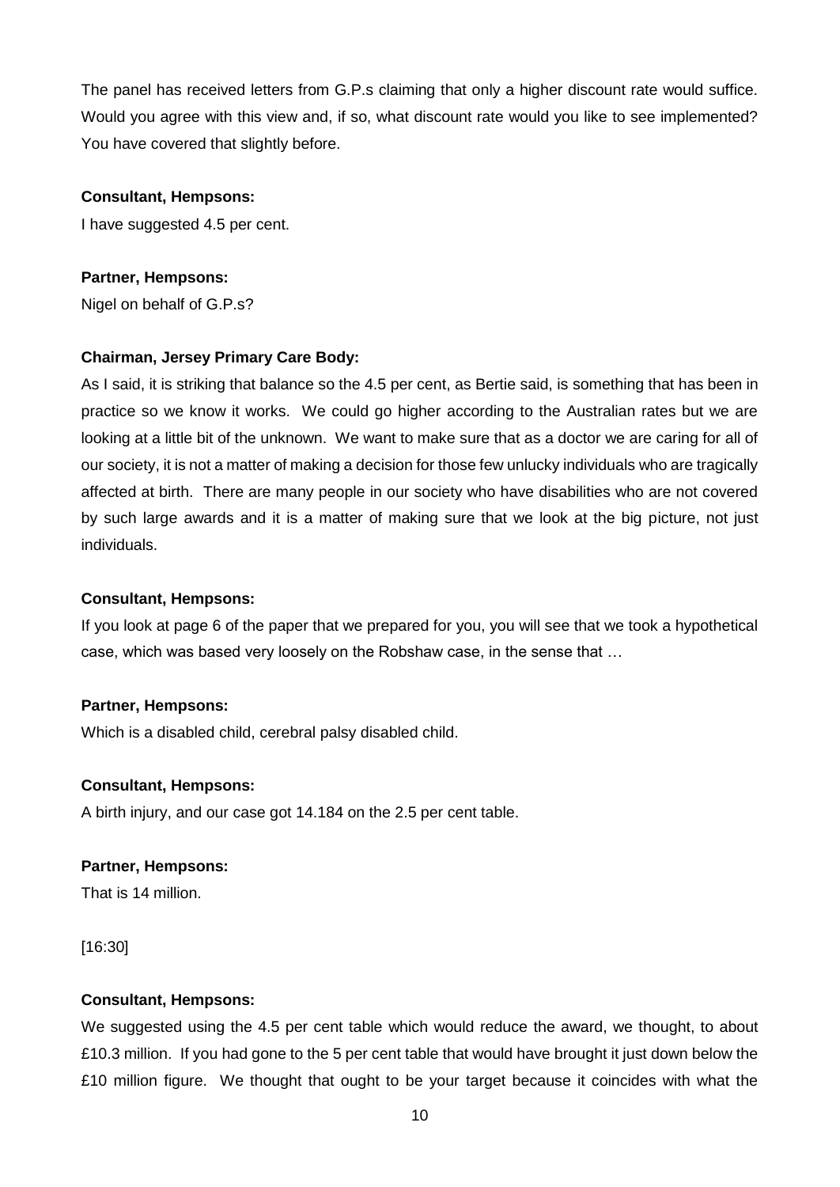The panel has received letters from G.P.s claiming that only a higher discount rate would suffice. Would you agree with this view and, if so, what discount rate would you like to see implemented? You have covered that slightly before.

**Consultant, Hempsons:**

I have suggested 4.5 per cent.

**Partner, Hempsons:**

Nigel on behalf of G.P.s?

**Chairman, Jersey Primary Care Body:**

As I said, it is striking that balance so the 4.5 per cent, as Bertie said, is something that has been in practice so we know it works. We could go higher according to the Australian rates but we are looking at a little bit of the unknown. We want to make sure that as a doctor we are caring for all of our society, it is not a matter of making a decision for those few unlucky individuals who are tragically affected at birth. There are many people in our society who have disabilities who are not covered by such large awards and it is a matter of making sure that we look at the big picture, not just individuals.

**Consultant, Hempsons:**

If you look at page 6 of the paper that we prepared for you, you will see that we took a hypothetical case, which was based very loosely on the Robshaw case, in the sense that …

**Partner, Hempsons:**

Which is a disabled child, cerebral palsy disabled child.

**Consultant, Hempsons:**

A birth injury, and our case got 14.184 on the 2.5 per cent table.

**Partner, Hempsons:**

That is 14 million.

[16:30]

**Consultant, Hempsons:**

We suggested using the 4.5 per cent table which would reduce the award, we thought, to about £10.3 million. If you had gone to the 5 per cent table that would have brought it just down below the £10 million figure. We thought that ought to be your target because it coincides with what the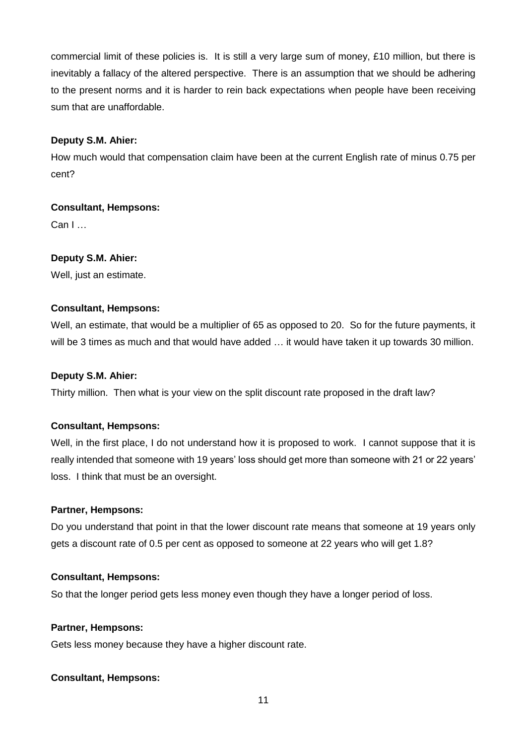commercial limit of these policies is. It is still a very large sum of money, £10 million, but there is inevitably a fallacy of the altered perspective. There is an assumption that we should be adhering to the present norms and it is harder to rein back expectations when people have been receiving sum that are unaffordable.

**Deputy S.M. Ahier:**

How much would that compensation claim have been at the current English rate of minus 0.75 per cent?

**Consultant, Hempsons:**

Can I …

**Deputy S.M. Ahier:**

Well, just an estimate.

**Consultant, Hempsons:**

Well, an estimate, that would be a multiplier of 65 as opposed to 20. So for the future payments, it will be 3 times as much and that would have added … it would have taken it up towards 30 million.

**Deputy S.M. Ahier:**

Thirty million. Then what is your view on the split discount rate proposed in the draft law?

**Consultant, Hempsons:**

Well, in the first place, I do not understand how it is proposed to work. I cannot suppose that it is really intended that someone with 19 years' loss should get more than someone with 21 or 22 years' loss. I think that must be an oversight.

**Partner, Hempsons:**

Do you understand that point in that the lower discount rate means that someone at 19 years only gets a discount rate of 0.5 per cent as opposed to someone at 22 years who will get 1.8?

**Consultant, Hempsons:**

So that the longer period gets less money even though they have a longer period of loss.

**Partner, Hempsons:**

Gets less money because they have a higher discount rate.

**Consultant, Hempsons:**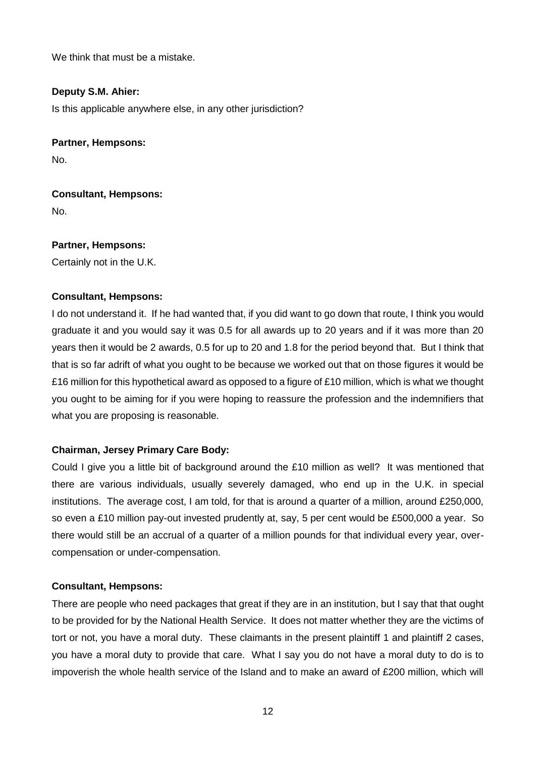We think that must be a mistake.

**Deputy S.M. Ahier:**

Is this applicable anywhere else, in any other jurisdiction?

**Partner, Hempsons:**

No.

**Consultant, Hempsons:**

No.

**Partner, Hempsons:**

Certainly not in the U.K.

**Consultant, Hempsons:**

I do not understand it. If he had wanted that, if you did want to go down that route, I think you would graduate it and you would say it was 0.5 for all awards up to 20 years and if it was more than 20 years then it would be 2 awards, 0.5 for up to 20 and 1.8 for the period beyond that. But I think that that is so far adrift of what you ought to be because we worked out that on those figures it would be £16 million for this hypothetical award as opposed to a figure of £10 million, which is what we thought you ought to be aiming for if you were hoping to reassure the profession and the indemnifiers that what you are proposing is reasonable.

**Chairman, Jersey Primary Care Body:**

Could I give you a little bit of background around the £10 million as well? It was mentioned that there are various individuals, usually severely damaged, who end up in the U.K. in special institutions. The average cost, I am told, for that is around a quarter of a million, around £250,000, so even a £10 million pay-out invested prudently at, say, 5 per cent would be £500,000 a year. So there would still be an accrual of a quarter of a million pounds for that individual every year, over-compensation or under-compensation.

**Consultant, Hempsons:**

There are people who need packages that great if they are in an institution, but I say that that ought to be provided for by the National Health Service. It does not matter whether they are the victims of tort or not, you have a moral duty. These claimants in the present plaintiff 1 and plaintiff 2 cases, you have a moral duty to provide that care. What I say you do not have a moral duty to do is to impoverish the whole health service of the Island and to make an award of £200 million, which will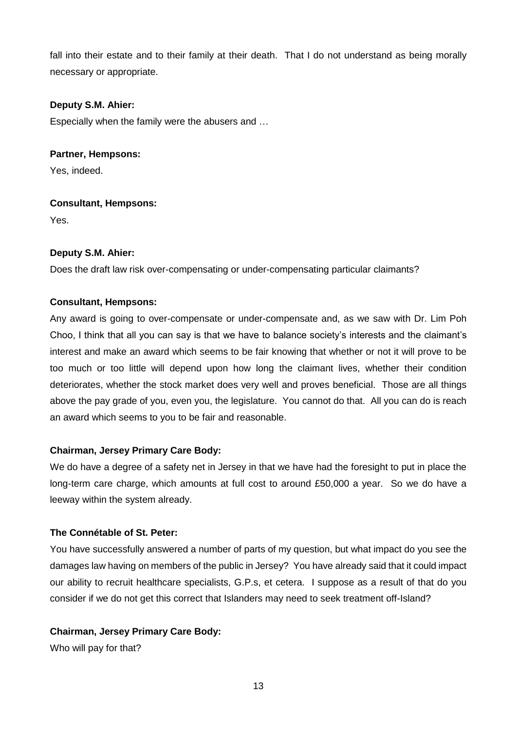fall into their estate and to their family at their death. That I do not understand as being morally necessary or appropriate.

**Deputy S.M. Ahier:**

Especially when the family were the abusers and …

**Partner, Hempsons:**

Yes, indeed.

**Consultant, Hempsons:**

Yes.

**Deputy S.M. Ahier:**

Does the draft law risk over-compensating or under-compensating particular claimants?

**Consultant, Hempsons:**

Any award is going to over-compensate or under-compensate and, as we saw with Dr. Lim Poh Choo, I think that all you can say is that we have to balance society's interests and the claimant's interest and make an award which seems to be fair knowing that whether or not it will prove to be too much or too little will depend upon how long the claimant lives, whether their condition deteriorates, whether the stock market does very well and proves beneficial. Those are all things above the pay grade of you, even you, the legislature. You cannot do that. All you can do is reach an award which seems to you to be fair and reasonable.

**Chairman, Jersey Primary Care Body:**

We do have a degree of a safety net in Jersey in that we have had the foresight to put in place the long-term care charge, which amounts at full cost to around £50,000 a year. So we do have a leeway within the system already.

**The Connétable of St. Peter:**

You have successfully answered a number of parts of my question, but what impact do you see the damages law having on members of the public in Jersey? You have already said that it could impact our ability to recruit healthcare specialists, G.P.s, et cetera. I suppose as a result of that do you consider if we do not get this correct that Islanders may need to seek treatment off-Island?

**Chairman, Jersey Primary Care Body:**

Who will pay for that?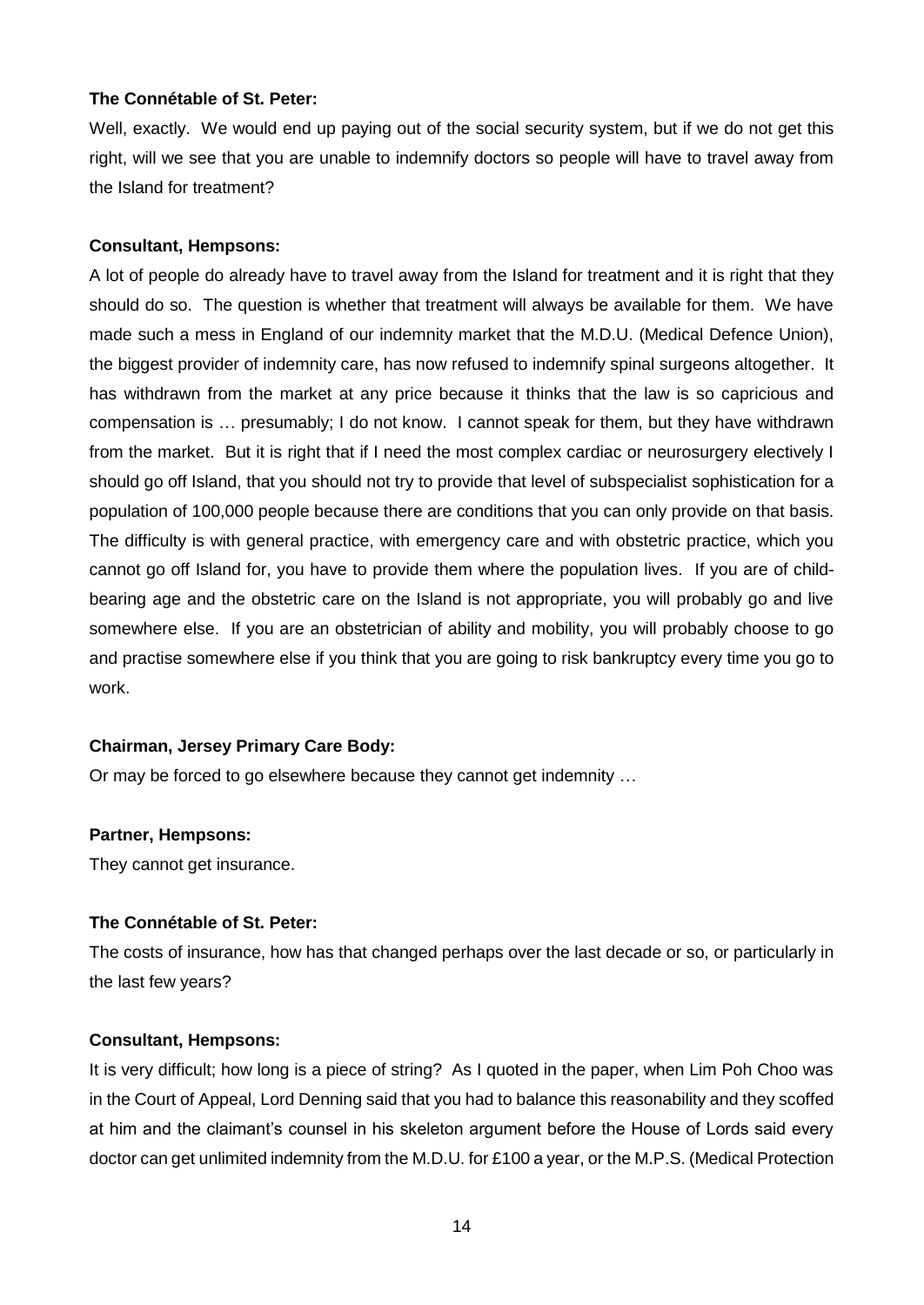**The Connétable of St. Peter:**

Well, exactly. We would end up paying out of the social security system, but if we do not get this right, will we see that you are unable to indemnify doctors so people will have to travel away from the Island for treatment?

**Consultant, Hempsons:**

A lot of people do already have to travel away from the Island for treatment and it is right that they should do so. The question is whether that treatment will always be available for them. We have made such a mess in England of our indemnity market that the M.D.U. (Medical Defence Union), the biggest provider of indemnity care, has now refused to indemnify spinal surgeons altogether. It has withdrawn from the market at any price because it thinks that the law is so capricious and compensation is … presumably; I do not know. I cannot speak for them, but they have withdrawn from the market. But it is right that if I need the most complex cardiac or neurosurgery electively I should go off Island, that you should not try to provide that level of subspecialist sophistication for a population of 100,000 people because there are conditions that you can only provide on that basis. The difficulty is with general practice, with emergency care and with obstetric practice, which you cannot go off Island for, you have to provide them where the population lives. If you are of child-bearing age and the obstetric care on the Island is not appropriate, you will probably go and live somewhere else. If you are an obstetrician of ability and mobility, you will probably choose to go and practise somewhere else if you think that you are going to risk bankruptcy every time you go to work.

**Chairman, Jersey Primary Care Body:**

Or may be forced to go elsewhere because they cannot get indemnity …

**Partner, Hempsons:**

They cannot get insurance.

**The Connétable of St. Peter:**

The costs of insurance, how has that changed perhaps over the last decade or so, or particularly in the last few years?

**Consultant, Hempsons:**

It is very difficult; how long is a piece of string? As I quoted in the paper, when Lim Poh Choo was in the Court of Appeal, Lord Denning said that you had to balance this reasonability and they scoffed at him and the claimant's counsel in his skeleton argument before the House of Lords said every doctor can get unlimited indemnity from the M.D.U. for £100 a year, or the M.P.S. (Medical Protection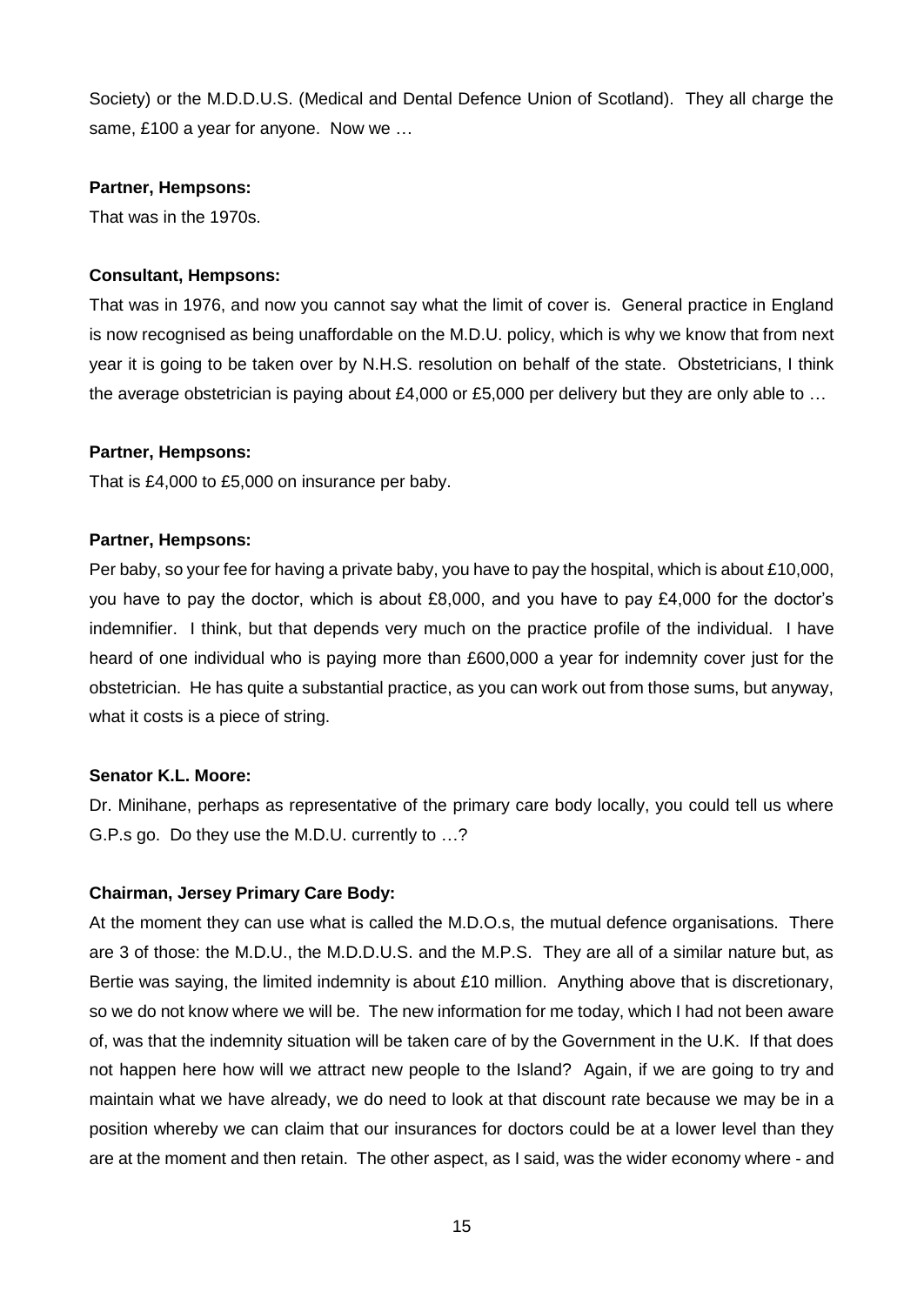Society) or the M.D.D.U.S. (Medical and Dental Defence Union of Scotland). They all charge the same, £100 a year for anyone. Now we …

**Partner, Hempsons:**

That was in the 1970s.

**Consultant, Hempsons:**

That was in 1976, and now you cannot say what the limit of cover is. General practice in England is now recognised as being unaffordable on the M.D.U. policy, which is why we know that from next year it is going to be taken over by N.H.S. resolution on behalf of the state. Obstetricians, I think the average obstetrician is paying about £4,000 or £5,000 per delivery but they are only able to …

**Partner, Hempsons:**

That is £4,000 to £5,000 on insurance per baby.

**Partner, Hempsons:**

Per baby, so your fee for having a private baby, you have to pay the hospital, which is about £10,000, you have to pay the doctor, which is about £8,000, and you have to pay £4,000 for the doctor's indemnifier. I think, but that depends very much on the practice profile of the individual. I have heard of one individual who is paying more than £600,000 a year for indemnity cover just for the obstetrician. He has quite a substantial practice, as you can work out from those sums, but anyway, what it costs is a piece of string.

**Senator K.L. Moore:**

Dr. Minihane, perhaps as representative of the primary care body locally, you could tell us where G.P.s go. Do they use the M.D.U. currently to …?

**Chairman, Jersey Primary Care Body:**

At the moment they can use what is called the M.D.O.s, the mutual defence organisations. There are 3 of those: the M.D.U., the M.D.D.U.S. and the M.P.S. They are all of a similar nature but, as Bertie was saying, the limited indemnity is about £10 million. Anything above that is discretionary, so we do not know where we will be. The new information for me today, which I had not been aware of, was that the indemnity situation will be taken care of by the Government in the U.K. If that does not happen here how will we attract new people to the Island? Again, if we are going to try and maintain what we have already, we do need to look at that discount rate because we may be in a position whereby we can claim that our insurances for doctors could be at a lower level than they are at the moment and then retain. The other aspect, as I said, was the wider economy where - and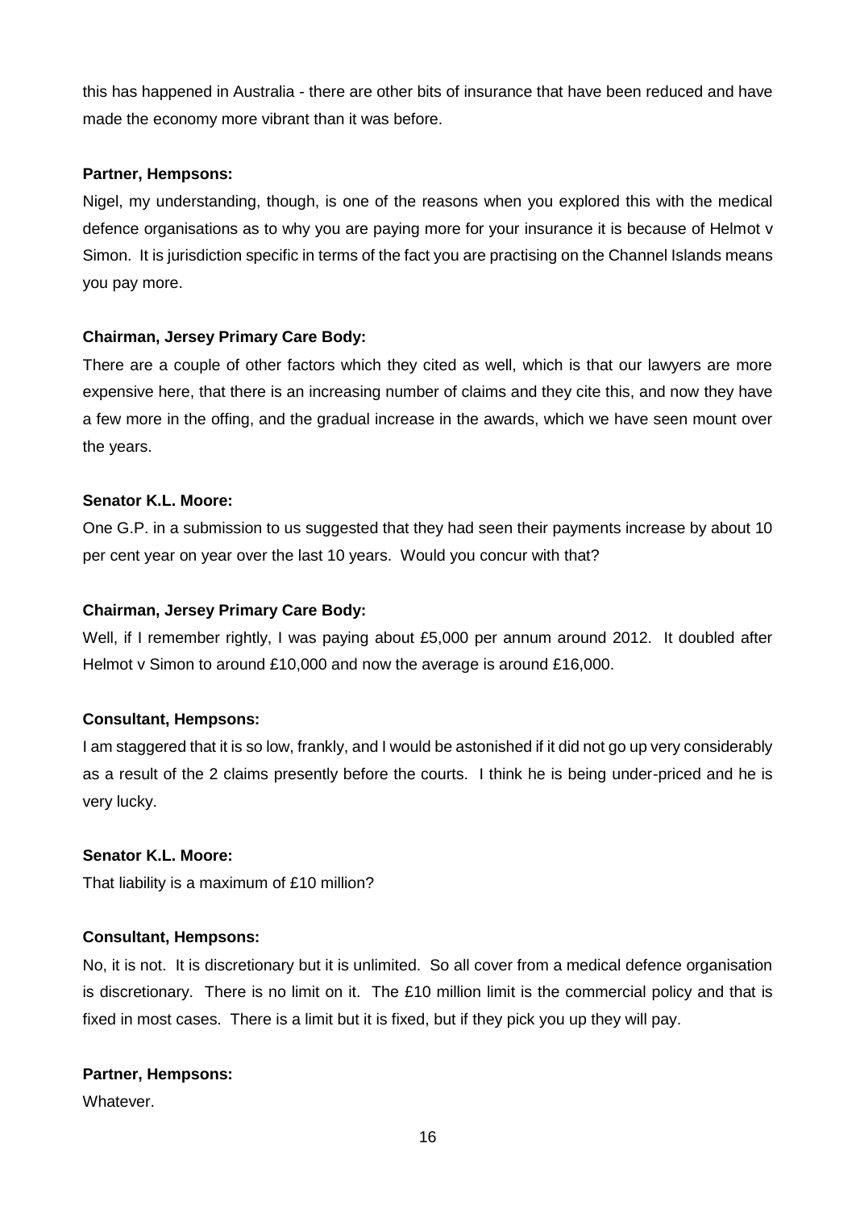this has happened in Australia - there are other bits of insurance that have been reduced and have made the economy more vibrant than it was before.

**Partner, Hempsons:**

Nigel, my understanding, though, is one of the reasons when you explored this with the medical defence organisations as to why you are paying more for your insurance it is because of Helmot v Simon. It is jurisdiction specific in terms of the fact you are practising on the Channel Islands means you pay more.

**Chairman, Jersey Primary Care Body:**

There are a couple of other factors which they cited as well, which is that our lawyers are more expensive here, that there is an increasing number of claims and they cite this, and now they have a few more in the offing, and the gradual increase in the awards, which we have seen mount over the years.

**Senator K.L. Moore:**

One G.P. in a submission to us suggested that they had seen their payments increase by about 10 per cent year on year over the last 10 years. Would you concur with that?

**Chairman, Jersey Primary Care Body:**

Well, if I remember rightly, I was paying about £5,000 per annum around 2012. It doubled after Helmot v Simon to around £10,000 and now the average is around £16,000.

**Consultant, Hempsons:**

I am staggered that it is so low, frankly, and I would be astonished if it did not go up very considerably as a result of the 2 claims presently before the courts. I think he is being under-priced and he is very lucky.

**Senator K.L. Moore:**

That liability is a maximum of £10 million?

**Consultant, Hempsons:**

No, it is not. It is discretionary but it is unlimited. So all cover from a medical defence organisation is discretionary. There is no limit on it. The £10 million limit is the commercial policy and that is fixed in most cases. There is a limit but it is fixed, but if they pick you up they will pay.

**Partner, Hempsons:**

Whatever.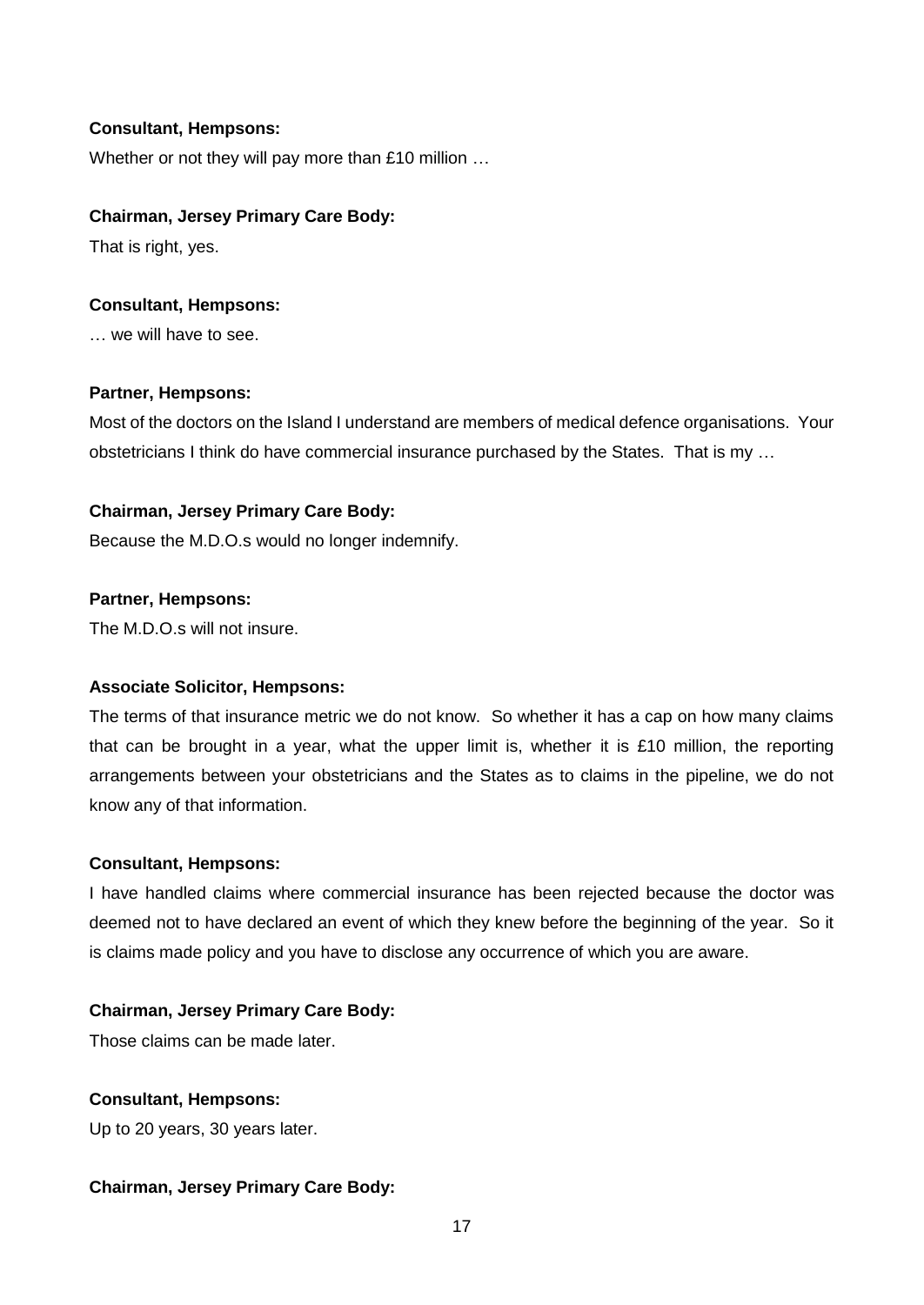**Consultant, Hempsons:**

Whether or not they will pay more than £10 million …

**Chairman, Jersey Primary Care Body:**

That is right, yes.

**Consultant, Hempsons:**

… we will have to see.

**Partner, Hempsons:**

Most of the doctors on the Island I understand are members of medical defence organisations. Your obstetricians I think do have commercial insurance purchased by the States. That is my …

**Chairman, Jersey Primary Care Body:**

Because the M.D.O.s would no longer indemnify.

**Partner, Hempsons:**

The M.D.O.s will not insure.

**Associate Solicitor, Hempsons:**

The terms of that insurance metric we do not know. So whether it has a cap on how many claims that can be brought in a year, what the upper limit is, whether it is £10 million, the reporting arrangements between your obstetricians and the States as to claims in the pipeline, we do not know any of that information.

**Consultant, Hempsons:**

I have handled claims where commercial insurance has been rejected because the doctor was deemed not to have declared an event of which they knew before the beginning of the year. So it is claims made policy and you have to disclose any occurrence of which you are aware.

**Chairman, Jersey Primary Care Body:**

Those claims can be made later.

**Consultant, Hempsons:**

Up to 20 years, 30 years later.

**Chairman, Jersey Primary Care Body:**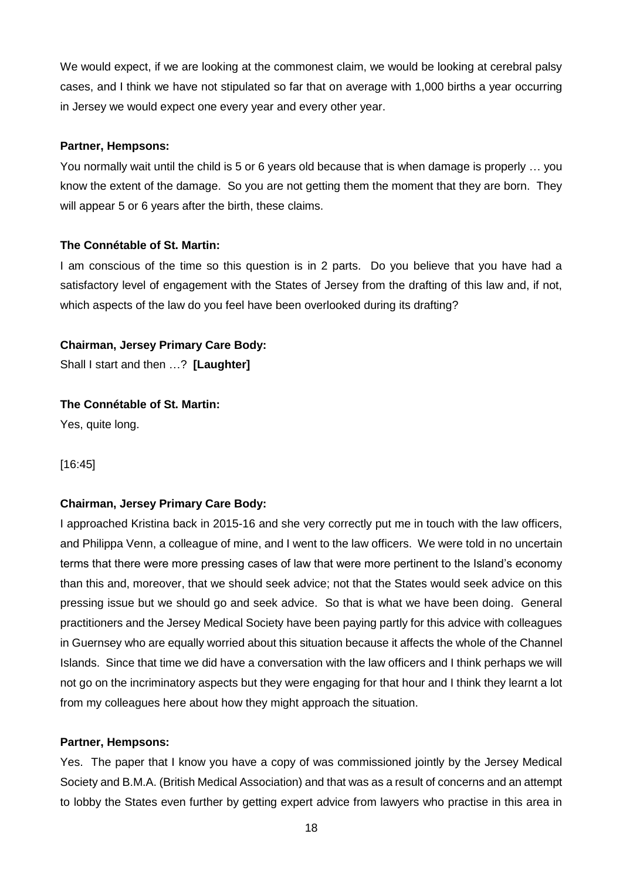We would expect, if we are looking at the commonest claim, we would be looking at cerebral palsy cases, and I think we have not stipulated so far that on average with 1,000 births a year occurring in Jersey we would expect one every year and every other year.

**Partner, Hempsons:**

You normally wait until the child is 5 or 6 years old because that is when damage is properly … you know the extent of the damage. So you are not getting them the moment that they are born. They will appear 5 or 6 years after the birth, these claims.

**The Connétable of St. Martin:**

I am conscious of the time so this question is in 2 parts. Do you believe that you have had a satisfactory level of engagement with the States of Jersey from the drafting of this law and, if not, which aspects of the law do you feel have been overlooked during its drafting?

**Chairman, Jersey Primary Care Body:**

Shall I start and then …? **[Laughter]**

**The Connétable of St. Martin:**

Yes, quite long.

[16:45]

**Chairman, Jersey Primary Care Body:**

I approached Kristina back in 2015-16 and she very correctly put me in touch with the law officers, and Philippa Venn, a colleague of mine, and I went to the law officers. We were told in no uncertain terms that there were more pressing cases of law that were more pertinent to the Island's economy than this and, moreover, that we should seek advice; not that the States would seek advice on this pressing issue but we should go and seek advice. So that is what we have been doing. General practitioners and the Jersey Medical Society have been paying partly for this advice with colleagues in Guernsey who are equally worried about this situation because it affects the whole of the Channel Islands. Since that time we did have a conversation with the law officers and I think perhaps we will not go on the incriminatory aspects but they were engaging for that hour and I think they learnt a lot from my colleagues here about how they might approach the situation.

**Partner, Hempsons:**

Yes. The paper that I know you have a copy of was commissioned jointly by the Jersey Medical Society and B.M.A. (British Medical Association) and that was as a result of concerns and an attempt to lobby the States even further by getting expert advice from lawyers who practise in this area in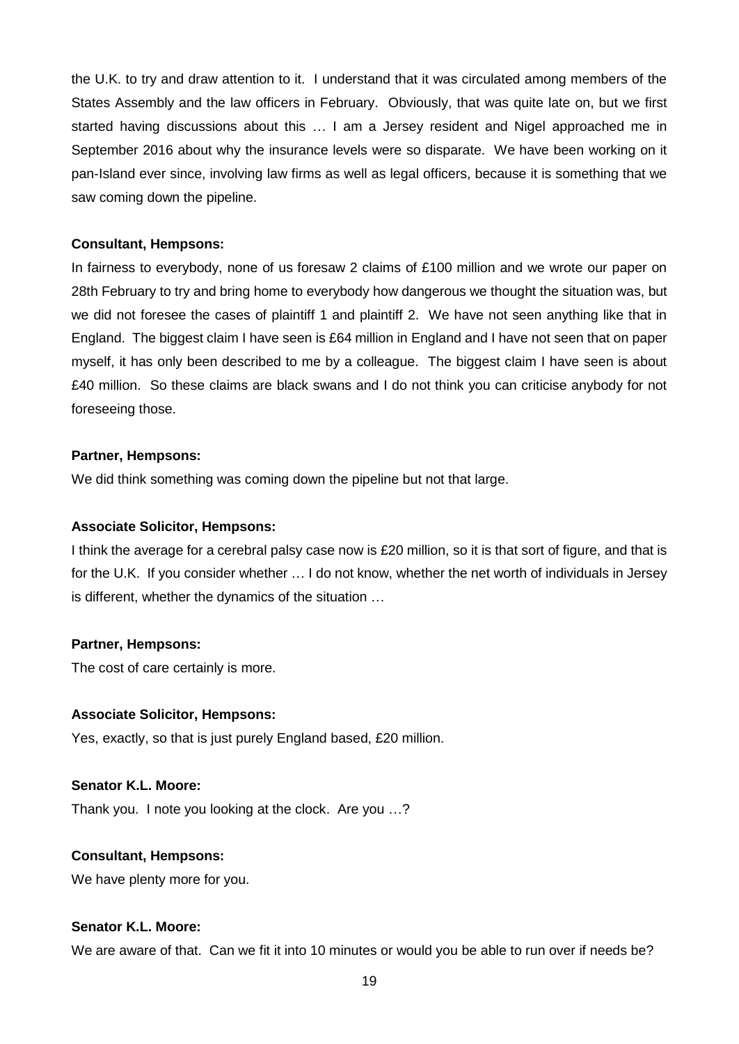the U.K. to try and draw attention to it. I understand that it was circulated among members of the States Assembly and the law officers in February. Obviously, that was quite late on, but we first started having discussions about this … I am a Jersey resident and Nigel approached me in September 2016 about why the insurance levels were so disparate. We have been working on it pan-Island ever since, involving law firms as well as legal officers, because it is something that we saw coming down the pipeline.

**Consultant, Hempsons:**

In fairness to everybody, none of us foresaw 2 claims of £100 million and we wrote our paper on 28th February to try and bring home to everybody how dangerous we thought the situation was, but we did not foresee the cases of plaintiff 1 and plaintiff 2. We have not seen anything like that in England. The biggest claim I have seen is £64 million in England and I have not seen that on paper myself, it has only been described to me by a colleague. The biggest claim I have seen is about £40 million. So these claims are black swans and I do not think you can criticise anybody for not foreseeing those.

**Partner, Hempsons:**

We did think something was coming down the pipeline but not that large.

**Associate Solicitor, Hempsons:**

I think the average for a cerebral palsy case now is £20 million, so it is that sort of figure, and that is for the U.K. If you consider whether … I do not know, whether the net worth of individuals in Jersey is different, whether the dynamics of the situation …

**Partner, Hempsons:**

The cost of care certainly is more.

**Associate Solicitor, Hempsons:**

Yes, exactly, so that is just purely England based, £20 million.

**Senator K.L. Moore:**

Thank you. I note you looking at the clock. Are you …?

**Consultant, Hempsons:**

We have plenty more for you.

**Senator K.L. Moore:**

We are aware of that. Can we fit it into 10 minutes or would you be able to run over if needs be?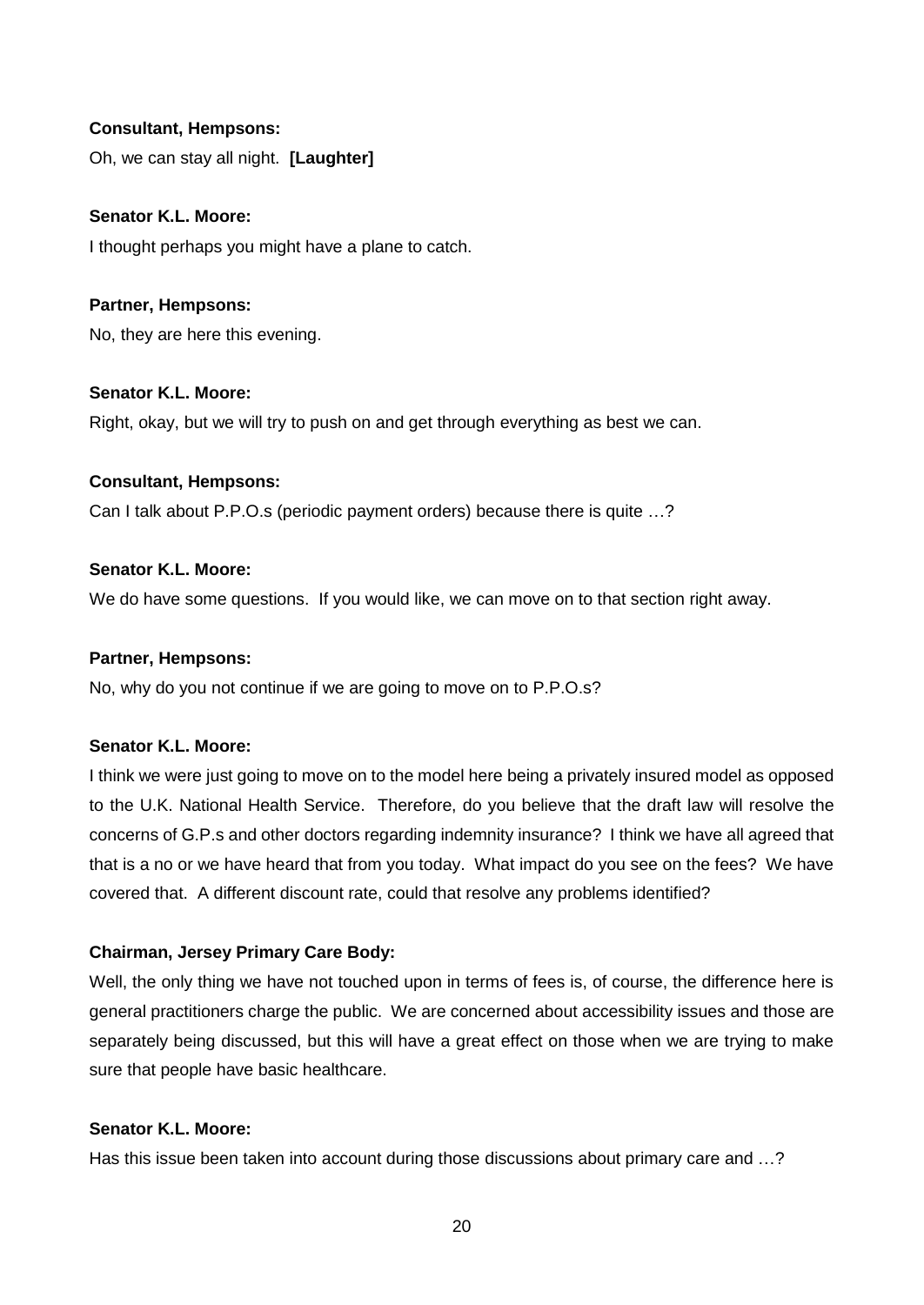**Consultant, Hempsons:**

Oh, we can stay all night. **[Laughter]**

**Senator K.L. Moore:**

I thought perhaps you might have a plane to catch.

**Partner, Hempsons:**

No, they are here this evening.

**Senator K.L. Moore:**

Right, okay, but we will try to push on and get through everything as best we can.

**Consultant, Hempsons:**

Can I talk about P.P.O.s (periodic payment orders) because there is quite …?

**Senator K.L. Moore:**

We do have some questions. If you would like, we can move on to that section right away.

**Partner, Hempsons:**

No, why do you not continue if we are going to move on to P.P.O.s?

**Senator K.L. Moore:**

I think we were just going to move on to the model here being a privately insured model as opposed to the U.K. National Health Service. Therefore, do you believe that the draft law will resolve the concerns of G.P.s and other doctors regarding indemnity insurance? I think we have all agreed that that is a no or we have heard that from you today. What impact do you see on the fees? We have covered that. A different discount rate, could that resolve any problems identified?

**Chairman, Jersey Primary Care Body:**

Well, the only thing we have not touched upon in terms of fees is, of course, the difference here is general practitioners charge the public. We are concerned about accessibility issues and those are separately being discussed, but this will have a great effect on those when we are trying to make sure that people have basic healthcare.

**Senator K.L. Moore:**

Has this issue been taken into account during those discussions about primary care and …?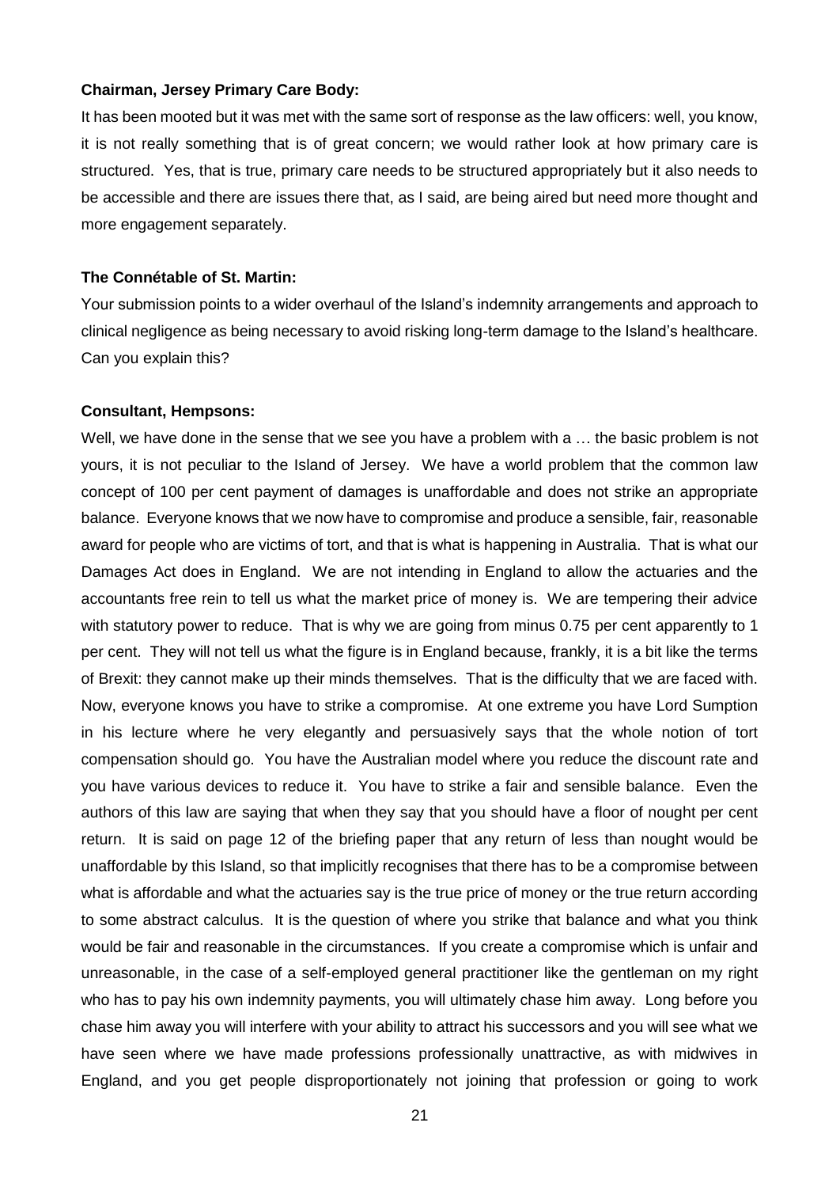**Chairman, Jersey Primary Care Body:**

It has been mooted but it was met with the same sort of response as the law officers: well, you know, it is not really something that is of great concern; we would rather look at how primary care is structured. Yes, that is true, primary care needs to be structured appropriately but it also needs to be accessible and there are issues there that, as I said, are being aired but need more thought and more engagement separately.

**The Connétable of St. Martin:**

Your submission points to a wider overhaul of the Island's indemnity arrangements and approach to clinical negligence as being necessary to avoid risking long-term damage to the Island's healthcare. Can you explain this?

**Consultant, Hempsons:**

Well, we have done in the sense that we see you have a problem with a … the basic problem is not yours, it is not peculiar to the Island of Jersey. We have a world problem that the common law concept of 100 per cent payment of damages is unaffordable and does not strike an appropriate balance. Everyone knows that we now have to compromise and produce a sensible, fair, reasonable award for people who are victims of tort, and that is what is happening in Australia. That is what our Damages Act does in England. We are not intending in England to allow the actuaries and the accountants free rein to tell us what the market price of money is. We are tempering their advice with statutory power to reduce. That is why we are going from minus 0.75 per cent apparently to 1 per cent. They will not tell us what the figure is in England because, frankly, it is a bit like the terms of Brexit: they cannot make up their minds themselves. That is the difficulty that we are faced with. Now, everyone knows you have to strike a compromise. At one extreme you have Lord Sumption in his lecture where he very elegantly and persuasively says that the whole notion of tort compensation should go. You have the Australian model where you reduce the discount rate and you have various devices to reduce it. You have to strike a fair and sensible balance. Even the authors of this law are saying that when they say that you should have a floor of nought per cent return. It is said on page 12 of the briefing paper that any return of less than nought would be unaffordable by this Island, so that implicitly recognises that there has to be a compromise between what is affordable and what the actuaries say is the true price of money or the true return according to some abstract calculus. It is the question of where you strike that balance and what you think would be fair and reasonable in the circumstances. If you create a compromise which is unfair and unreasonable, in the case of a self-employed general practitioner like the gentleman on my right who has to pay his own indemnity payments, you will ultimately chase him away. Long before you chase him away you will interfere with your ability to attract his successors and you will see what we have seen where we have made professions professionally unattractive, as with midwives in England, and you get people disproportionately not joining that profession or going to work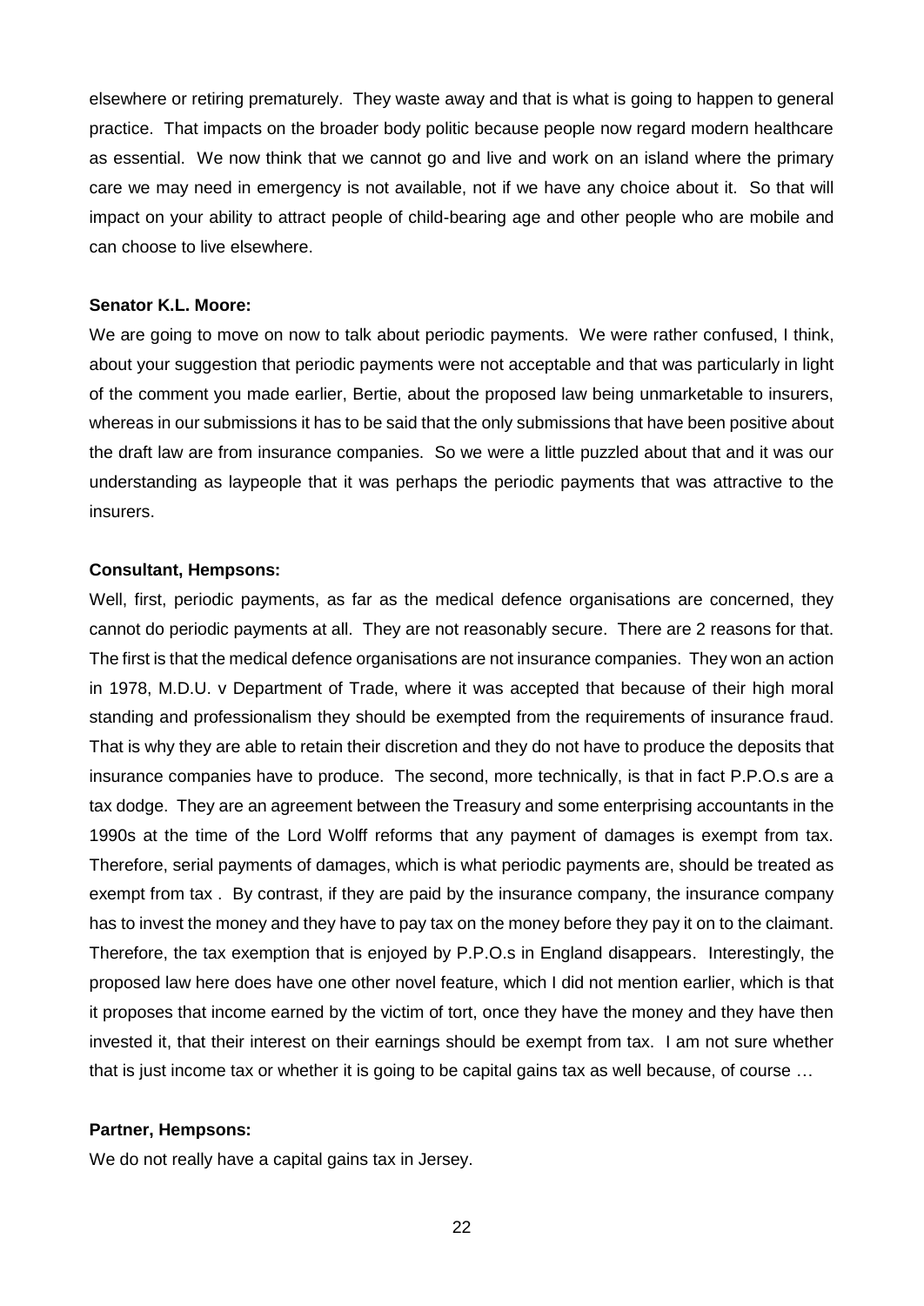elsewhere or retiring prematurely. They waste away and that is what is going to happen to general practice. That impacts on the broader body politic because people now regard modern healthcare as essential. We now think that we cannot go and live and work on an island where the primary care we may need in emergency is not available, not if we have any choice about it. So that will impact on your ability to attract people of child-bearing age and other people who are mobile and can choose to live elsewhere.

**Senator K.L. Moore:**

We are going to move on now to talk about periodic payments. We were rather confused, I think, about your suggestion that periodic payments were not acceptable and that was particularly in light of the comment you made earlier, Bertie, about the proposed law being unmarketable to insurers, whereas in our submissions it has to be said that the only submissions that have been positive about the draft law are from insurance companies. So we were a little puzzled about that and it was our understanding as laypeople that it was perhaps the periodic payments that was attractive to the insurers.

**Consultant, Hempsons:**

Well, first, periodic payments, as far as the medical defence organisations are concerned, they cannot do periodic payments at all. They are not reasonably secure. There are 2 reasons for that. The first is that the medical defence organisations are not insurance companies. They won an action in 1978, M.D.U. v Department of Trade, where it was accepted that because of their high moral standing and professionalism they should be exempted from the requirements of insurance fraud. That is why they are able to retain their discretion and they do not have to produce the deposits that insurance companies have to produce. The second, more technically, is that in fact P.P.O.s are a tax dodge. They are an agreement between the Treasury and some enterprising accountants in the 1990s at the time of the Lord Wolff reforms that any payment of damages is exempt from tax. Therefore, serial payments of damages, which is what periodic payments are, should be treated as exempt from tax . By contrast, if they are paid by the insurance company, the insurance company has to invest the money and they have to pay tax on the money before they pay it on to the claimant. Therefore, the tax exemption that is enjoyed by P.P.O.s in England disappears. Interestingly, the proposed law here does have one other novel feature, which I did not mention earlier, which is that it proposes that income earned by the victim of tort, once they have the money and they have then invested it, that their interest on their earnings should be exempt from tax. I am not sure whether that is just income tax or whether it is going to be capital gains tax as well because, of course …

**Partner, Hempsons:**

We do not really have a capital gains tax in Jersey.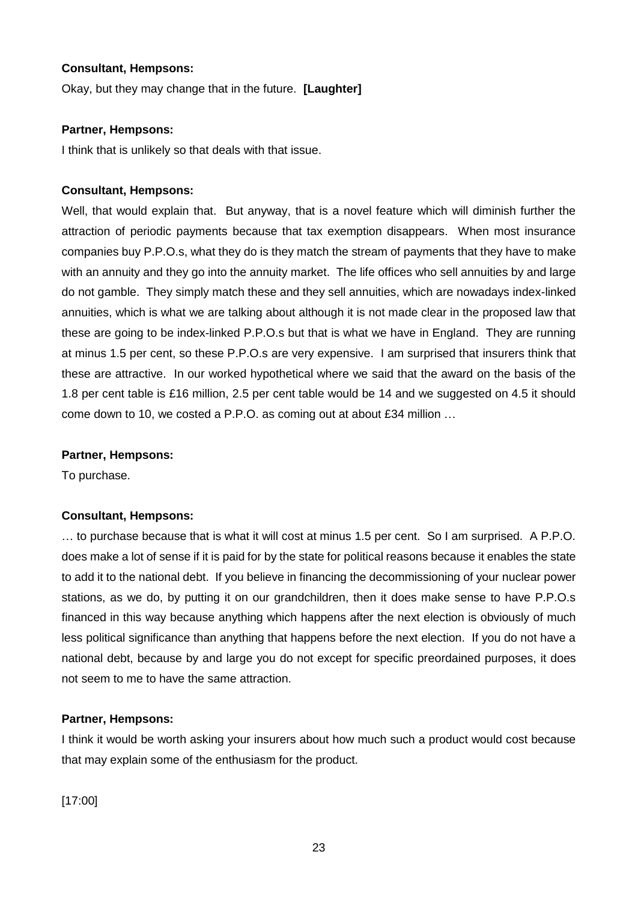**Consultant, Hempsons:**

Okay, but they may change that in the future. **[Laughter]**

**Partner, Hempsons:**

I think that is unlikely so that deals with that issue.

**Consultant, Hempsons:**

Well, that would explain that. But anyway, that is a novel feature which will diminish further the attraction of periodic payments because that tax exemption disappears. When most insurance companies buy P.P.O.s, what they do is they match the stream of payments that they have to make with an annuity and they go into the annuity market. The life offices who sell annuities by and large do not gamble. They simply match these and they sell annuities, which are nowadays index-linked annuities, which is what we are talking about although it is not made clear in the proposed law that these are going to be index-linked P.P.O.s but that is what we have in England. They are running at minus 1.5 per cent, so these P.P.O.s are very expensive. I am surprised that insurers think that these are attractive. In our worked hypothetical where we said that the award on the basis of the 1.8 per cent table is £16 million, 2.5 per cent table would be 14 and we suggested on 4.5 it should come down to 10, we costed a P.P.O. as coming out at about £34 million …

**Partner, Hempsons:**

To purchase.

**Consultant, Hempsons:**

… to purchase because that is what it will cost at minus 1.5 per cent. So I am surprised. A P.P.O. does make a lot of sense if it is paid for by the state for political reasons because it enables the state to add it to the national debt. If you believe in financing the decommissioning of your nuclear power stations, as we do, by putting it on our grandchildren, then it does make sense to have P.P.O.s financed in this way because anything which happens after the next election is obviously of much less political significance than anything that happens before the next election. If you do not have a national debt, because by and large you do not except for specific preordained purposes, it does not seem to me to have the same attraction.

**Partner, Hempsons:**

I think it would be worth asking your insurers about how much such a product would cost because that may explain some of the enthusiasm for the product.

[17:00]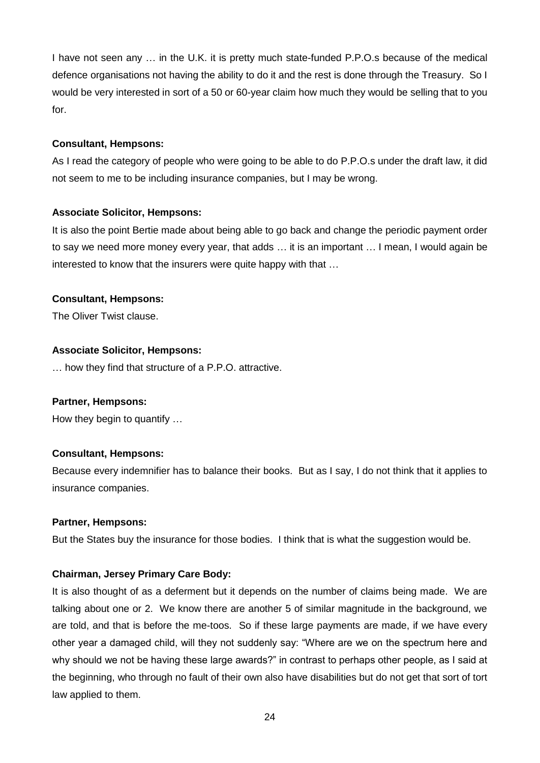I have not seen any … in the U.K. it is pretty much state-funded P.P.O.s because of the medical defence organisations not having the ability to do it and the rest is done through the Treasury. So I would be very interested in sort of a 50 or 60-year claim how much they would be selling that to you for.

**Consultant, Hempsons:**

As I read the category of people who were going to be able to do P.P.O.s under the draft law, it did not seem to me to be including insurance companies, but I may be wrong.

**Associate Solicitor, Hempsons:**

It is also the point Bertie made about being able to go back and change the periodic payment order to say we need more money every year, that adds … it is an important … I mean, I would again be interested to know that the insurers were quite happy with that …

**Consultant, Hempsons:**

The Oliver Twist clause.

**Associate Solicitor, Hempsons:**

… how they find that structure of a P.P.O. attractive.

**Partner, Hempsons:**

How they begin to quantify …

**Consultant, Hempsons:**

Because every indemnifier has to balance their books. But as I say, I do not think that it applies to insurance companies.

**Partner, Hempsons:**

But the States buy the insurance for those bodies. I think that is what the suggestion would be.

**Chairman, Jersey Primary Care Body:**

It is also thought of as a deferment but it depends on the number of claims being made. We are talking about one or 2. We know there are another 5 of similar magnitude in the background, we are told, and that is before the me-toos. So if these large payments are made, if we have every other year a damaged child, will they not suddenly say: "Where are we on the spectrum here and why should we not be having these large awards?" in contrast to perhaps other people, as I said at the beginning, who through no fault of their own also have disabilities but do not get that sort of tort law applied to them.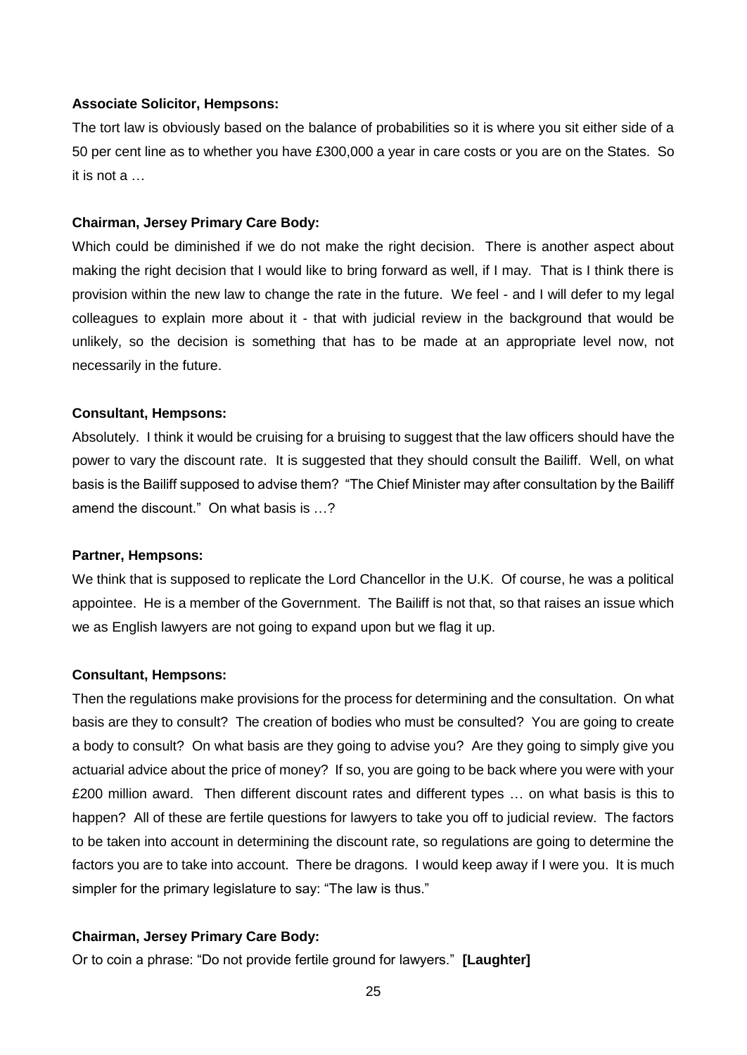**Associate Solicitor, Hempsons:**

The tort law is obviously based on the balance of probabilities so it is where you sit either side of a 50 per cent line as to whether you have £300,000 a year in care costs or you are on the States. So it is not a …

**Chairman, Jersey Primary Care Body:**

Which could be diminished if we do not make the right decision. There is another aspect about making the right decision that I would like to bring forward as well, if I may. That is I think there is provision within the new law to change the rate in the future. We feel - and I will defer to my legal colleagues to explain more about it - that with judicial review in the background that would be unlikely, so the decision is something that has to be made at an appropriate level now, not necessarily in the future.

**Consultant, Hempsons:**

Absolutely. I think it would be cruising for a bruising to suggest that the law officers should have the power to vary the discount rate. It is suggested that they should consult the Bailiff. Well, on what basis is the Bailiff supposed to advise them? "The Chief Minister may after consultation by the Bailiff amend the discount." On what basis is …?

**Partner, Hempsons:**

We think that is supposed to replicate the Lord Chancellor in the U.K. Of course, he was a political appointee. He is a member of the Government. The Bailiff is not that, so that raises an issue which we as English lawyers are not going to expand upon but we flag it up.

**Consultant, Hempsons:**

Then the regulations make provisions for the process for determining and the consultation. On what basis are they to consult? The creation of bodies who must be consulted? You are going to create a body to consult? On what basis are they going to advise you? Are they going to simply give you actuarial advice about the price of money? If so, you are going to be back where you were with your £200 million award. Then different discount rates and different types … on what basis is this to happen? All of these are fertile questions for lawyers to take you off to judicial review. The factors to be taken into account in determining the discount rate, so regulations are going to determine the factors you are to take into account. There be dragons. I would keep away if I were you. It is much simpler for the primary legislature to say: "The law is thus."

**Chairman, Jersey Primary Care Body:**

Or to coin a phrase: "Do not provide fertile ground for lawyers." **[Laughter]**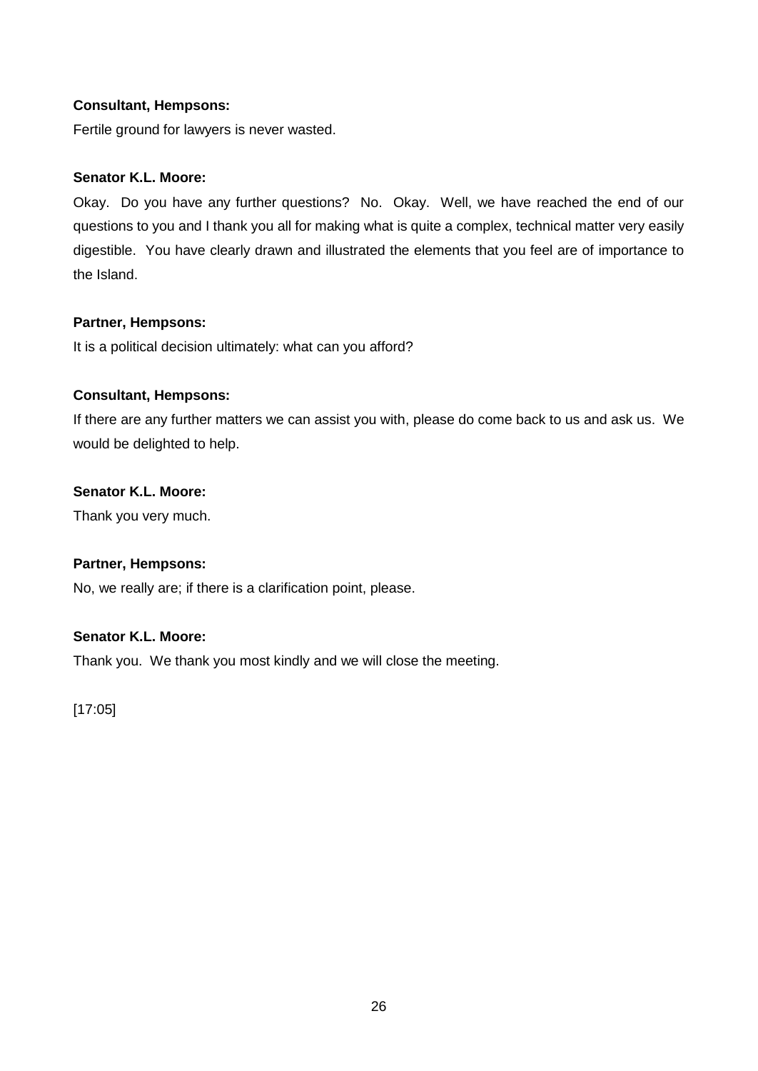**Consultant, Hempsons:**

Fertile ground for lawyers is never wasted.

**Senator K.L. Moore:**

Okay. Do you have any further questions? No. Okay. Well, we have reached the end of our questions to you and I thank you all for making what is quite a complex, technical matter very easily digestible. You have clearly drawn and illustrated the elements that you feel are of importance to the Island.

**Partner, Hempsons:**

It is a political decision ultimately: what can you afford?

**Consultant, Hempsons:**

If there are any further matters we can assist you with, please do come back to us and ask us. We would be delighted to help.

**Senator K.L. Moore:**

Thank you very much.

**Partner, Hempsons:**

No, we really are; if there is a clarification point, please.

**Senator K.L. Moore:**

Thank you. We thank you most kindly and we will close the meeting.

[17:05]